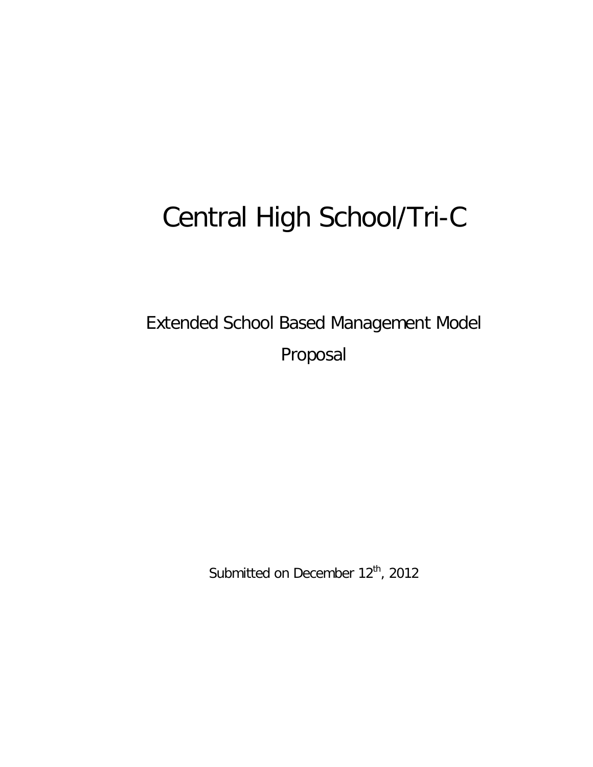# Central High School/Tri-C

## Extended School Based Management Model

## Proposal

Submitted on December 12th, 2012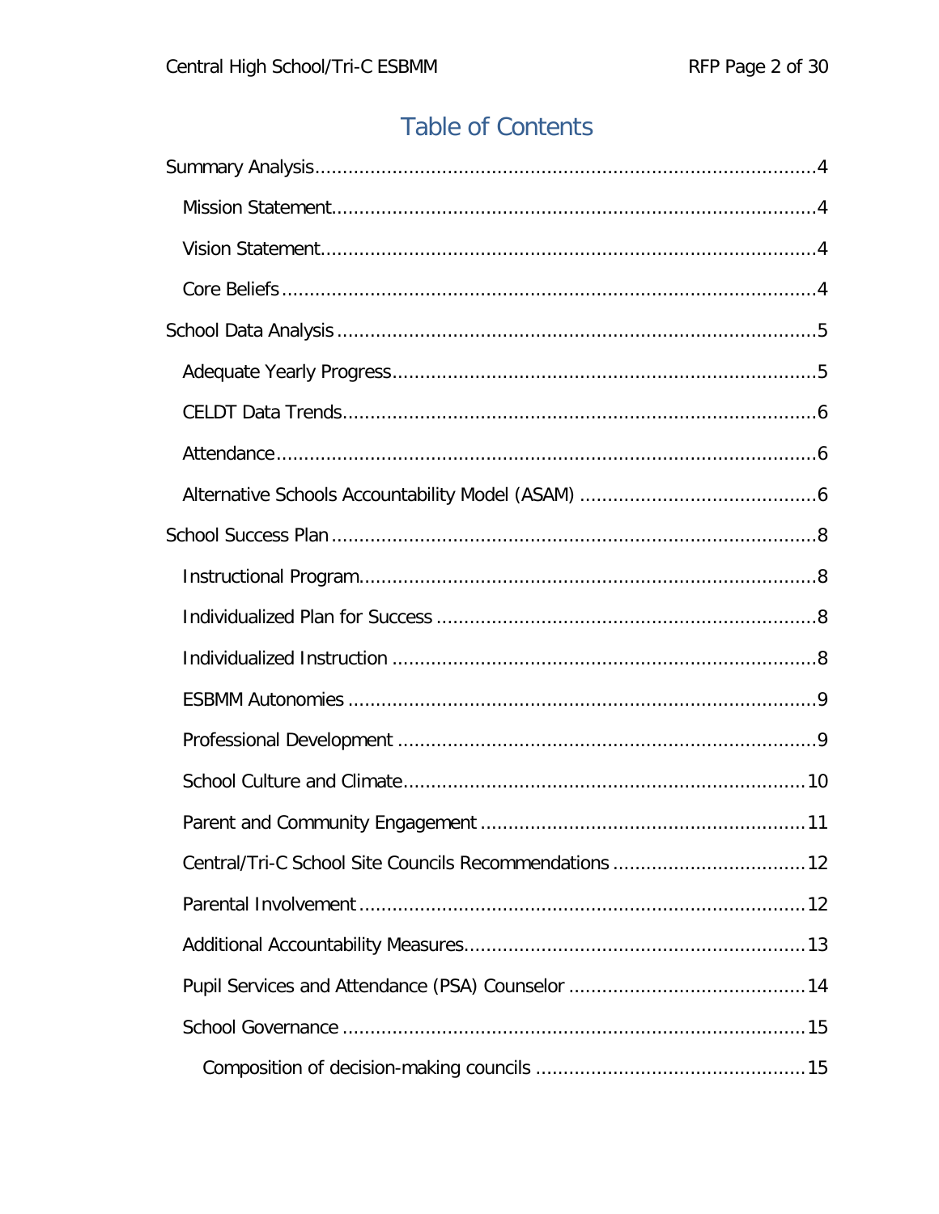# Table of Contents

Summary Analysis....................4

- Mission Statement....................4
- Vision Statement....................4
- Core Beliefs....................4

School Data Analysis....................5

- Adequate Yearly Progress....................5
- CELDT Data Trends....................6
- Attendance....................6
- Alternative Schools Accountability Model (ASAM)....................6

School Success Plan....................8

- Instructional Program....................8
- Individualized Plan for Success....................8
- Individualized Instruction....................8
- ESBMM Autonomies....................9
- Professional Development....................9
- School Culture and Climate....................10
- Parent and Community Engagement....................11
- Central/Tri-C School Site Councils Recommendations....................12
- Parental Involvement....................12
- Additional Accountability Measures....................13
- Pupil Services and Attendance (PSA) Counselor....................14
- School Governance....................15
  - Composition of decision-making councils....................15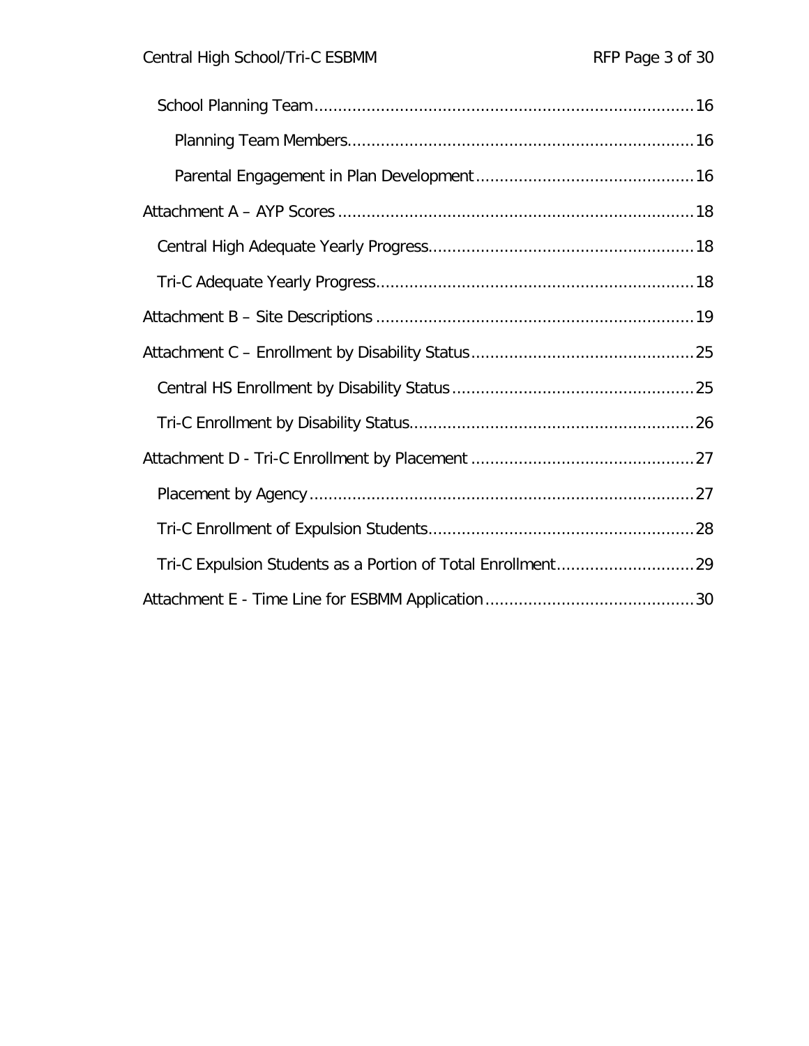School Planning Team ............................................................................ 16

Planning Team Members ........................................................................ 16

Parental Engagement in Plan Development ............................................. 16

Attachment A – AYP Scores ......................................................................... 18

Central High Adequate Yearly Progress ...................................................... 18

Tri-C Adequate Yearly Progress ................................................................. 18

Attachment B – Site Descriptions ................................................................ 19

Attachment C – Enrollment by Disability Status ............................................. 25

Central HS Enrollment by Disability Status .................................................. 25

Tri-C Enrollment by Disability Status .......................................................... 26

Attachment D - Tri-C Enrollment by Placement .............................................. 27

Placement by Agency ............................................................................... 27

Tri-C Enrollment of Expulsion Students ....................................................... 28

Tri-C Expulsion Students as a Portion of Total Enrollment ............................ 29

Attachment E - Time Line for ESBMM Application ........................................... 30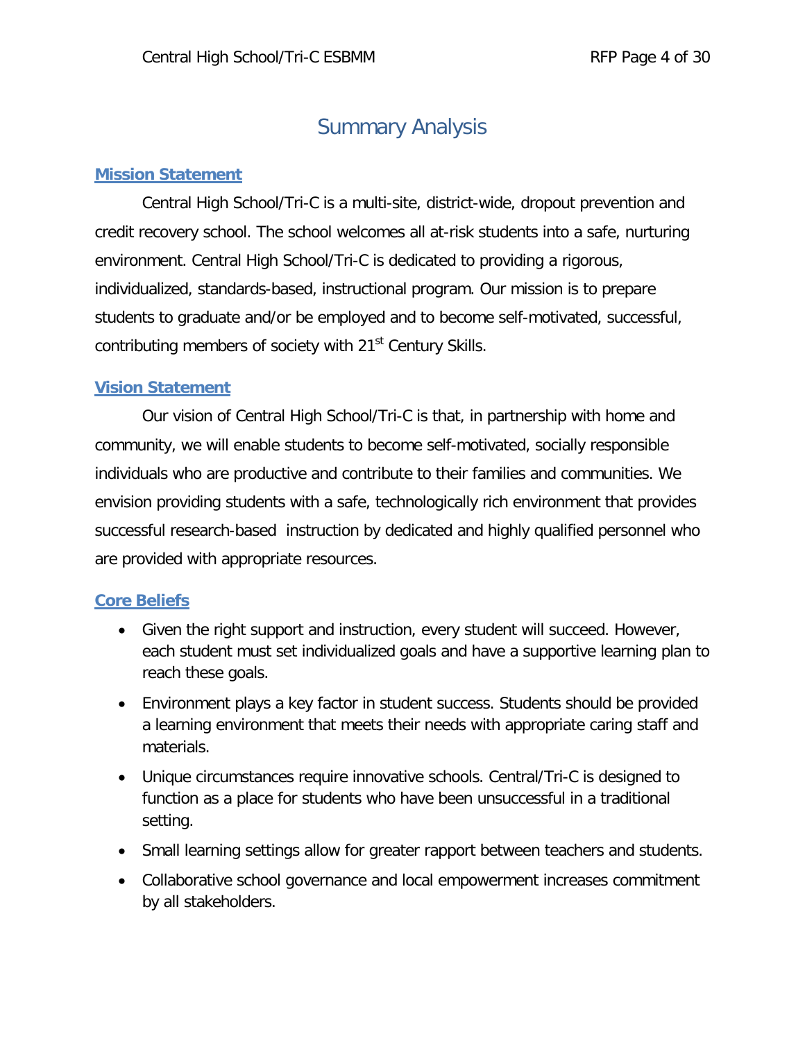# Summary Analysis

## Mission Statement

Central High School/Tri-C is a multi-site, district-wide, dropout prevention and credit recovery school. The school welcomes all at-risk students into a safe, nurturing environment. Central High School/Tri-C is dedicated to providing a rigorous, individualized, standards-based, instructional program. Our mission is to prepare students to graduate and/or be employed and to become self-motivated, successful, contributing members of society with 21st Century Skills.

## Vision Statement

Our vision of Central High School/Tri-C is that, in partnership with home and community, we will enable students to become self-motivated, socially responsible individuals who are productive and contribute to their families and communities. We envision providing students with a safe, technologically rich environment that provides successful research-based instruction by dedicated and highly qualified personnel who are provided with appropriate resources.

## Core Beliefs

- Given the right support and instruction, every student will succeed. However, each student must set individualized goals and have a supportive learning plan to reach these goals.
- Environment plays a key factor in student success. Students should be provided a learning environment that meets their needs with appropriate caring staff and materials.
- Unique circumstances require innovative schools. Central/Tri-C is designed to function as a place for students who have been unsuccessful in a traditional setting.
- Small learning settings allow for greater rapport between teachers and students.
- Collaborative school governance and local empowerment increases commitment by all stakeholders.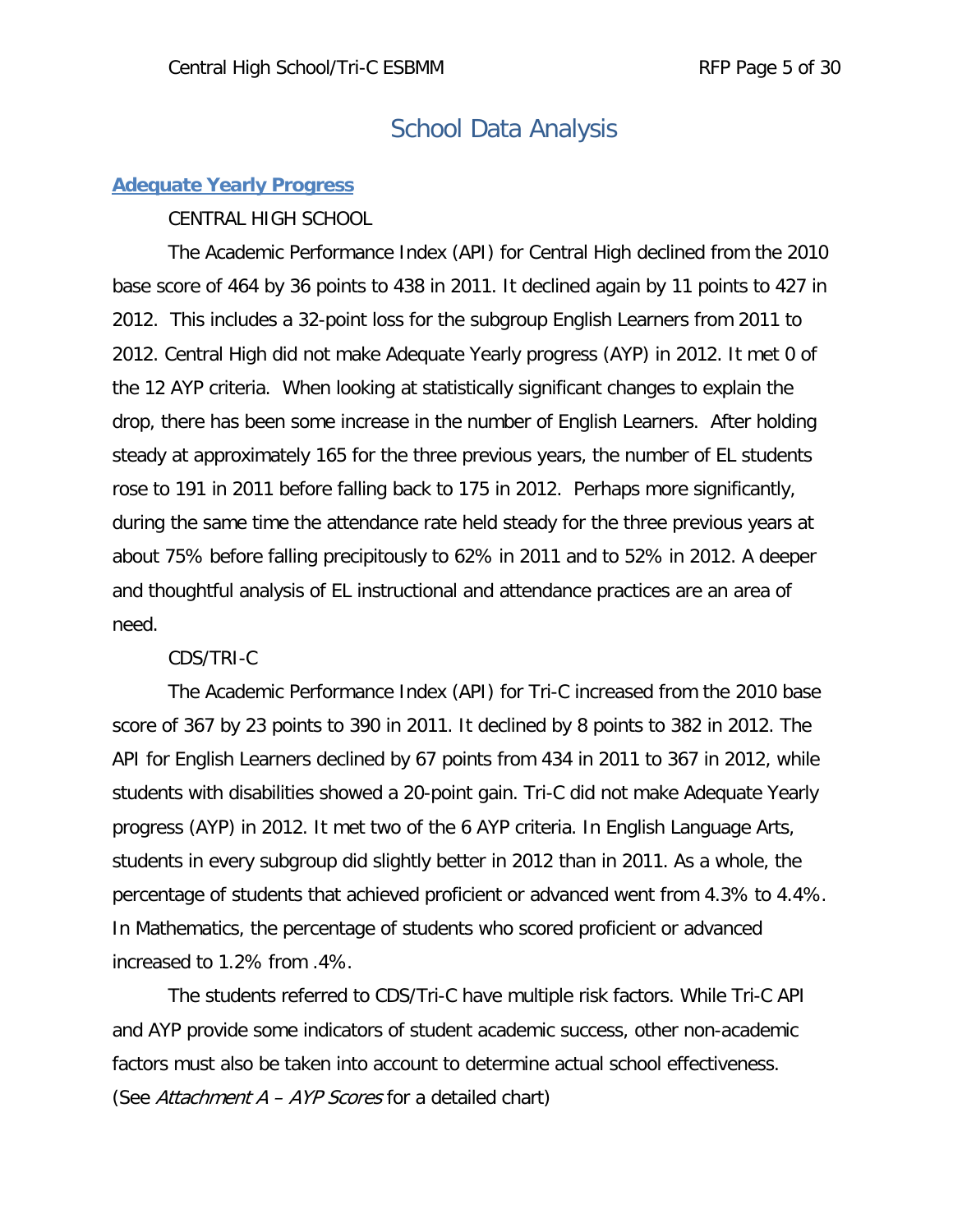# School Data Analysis

## Adequate Yearly Progress

CENTRAL HIGH SCHOOL

The Academic Performance Index (API) for Central High declined from the 2010 base score of 464 by 36 points to 438 in 2011. It declined again by 11 points to 427 in 2012. This includes a 32-point loss for the subgroup English Learners from 2011 to 2012. Central High did not make Adequate Yearly progress (AYP) in 2012. It met 0 of the 12 AYP criteria. When looking at statistically significant changes to explain the drop, there has been some increase in the number of English Learners. After holding steady at approximately 165 for the three previous years, the number of EL students rose to 191 in 2011 before falling back to 175 in 2012. Perhaps more significantly, during the same time the attendance rate held steady for the three previous years at about 75% before falling precipitously to 62% in 2011 and to 52% in 2012. A deeper and thoughtful analysis of EL instructional and attendance practices are an area of need.

CDS/TRI-C

The Academic Performance Index (API) for Tri-C increased from the 2010 base score of 367 by 23 points to 390 in 2011. It declined by 8 points to 382 in 2012. The API for English Learners declined by 67 points from 434 in 2011 to 367 in 2012, while students with disabilities showed a 20-point gain. Tri-C did not make Adequate Yearly progress (AYP) in 2012. It met two of the 6 AYP criteria. In English Language Arts, students in every subgroup did slightly better in 2012 than in 2011. As a whole, the percentage of students that achieved proficient or advanced went from 4.3% to 4.4%. In Mathematics, the percentage of students who scored proficient or advanced increased to 1.2% from .4%.

The students referred to CDS/Tri-C have multiple risk factors. While Tri-C API and AYP provide some indicators of student academic success, other non-academic factors must also be taken into account to determine actual school effectiveness. (See *Attachment A – AYP Scores* for a detailed chart)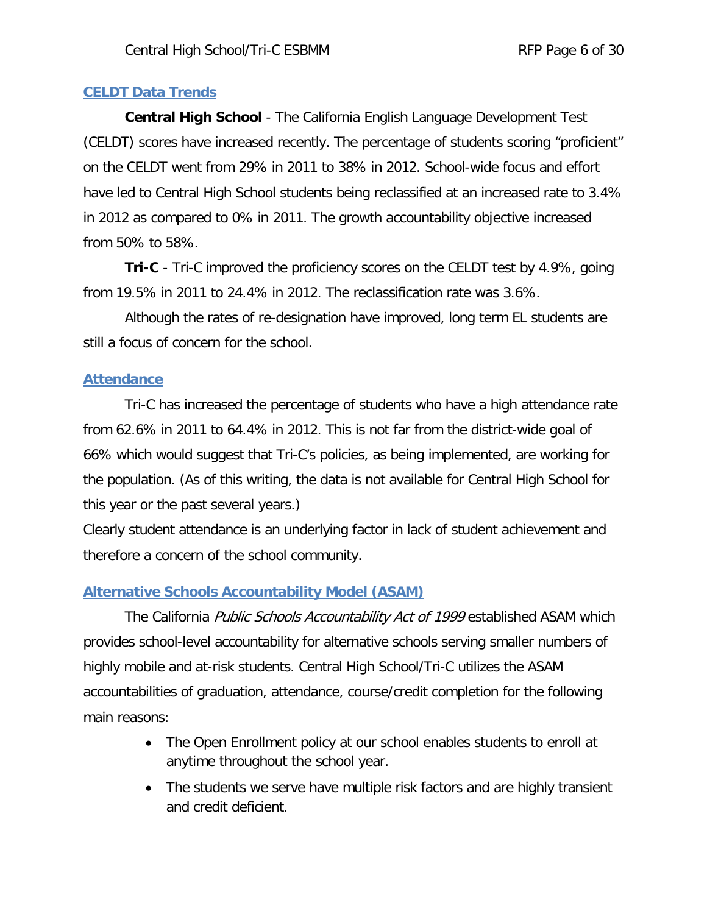## CELDT Data Trends

**Central High School** - The California English Language Development Test (CELDT) scores have increased recently. The percentage of students scoring "proficient" on the CELDT went from 29% in 2011 to 38% in 2012. School-wide focus and effort have led to Central High School students being reclassified at an increased rate to 3.4% in 2012 as compared to 0% in 2011. The growth accountability objective increased from 50% to 58%.

**Tri-C** - Tri-C improved the proficiency scores on the CELDT test by 4.9%, going from 19.5% in 2011 to 24.4% in 2012. The reclassification rate was 3.6%.

Although the rates of re-designation have improved, long term EL students are still a focus of concern for the school.

## Attendance

Tri-C has increased the percentage of students who have a high attendance rate from 62.6% in 2011 to 64.4% in 2012. This is not far from the district-wide goal of 66% which would suggest that Tri-C's policies, as being implemented, are working for the population. (As of this writing, the data is not available for Central High School for this year or the past several years.)

Clearly student attendance is an underlying factor in lack of student achievement and therefore a concern of the school community.

## Alternative Schools Accountability Model (ASAM)

The California *Public Schools Accountability Act of 1999* established ASAM which provides school-level accountability for alternative schools serving smaller numbers of highly mobile and at-risk students. Central High School/Tri-C utilizes the ASAM accountabilities of graduation, attendance, course/credit completion for the following main reasons:

- The Open Enrollment policy at our school enables students to enroll at anytime throughout the school year.
- The students we serve have multiple risk factors and are highly transient and credit deficient.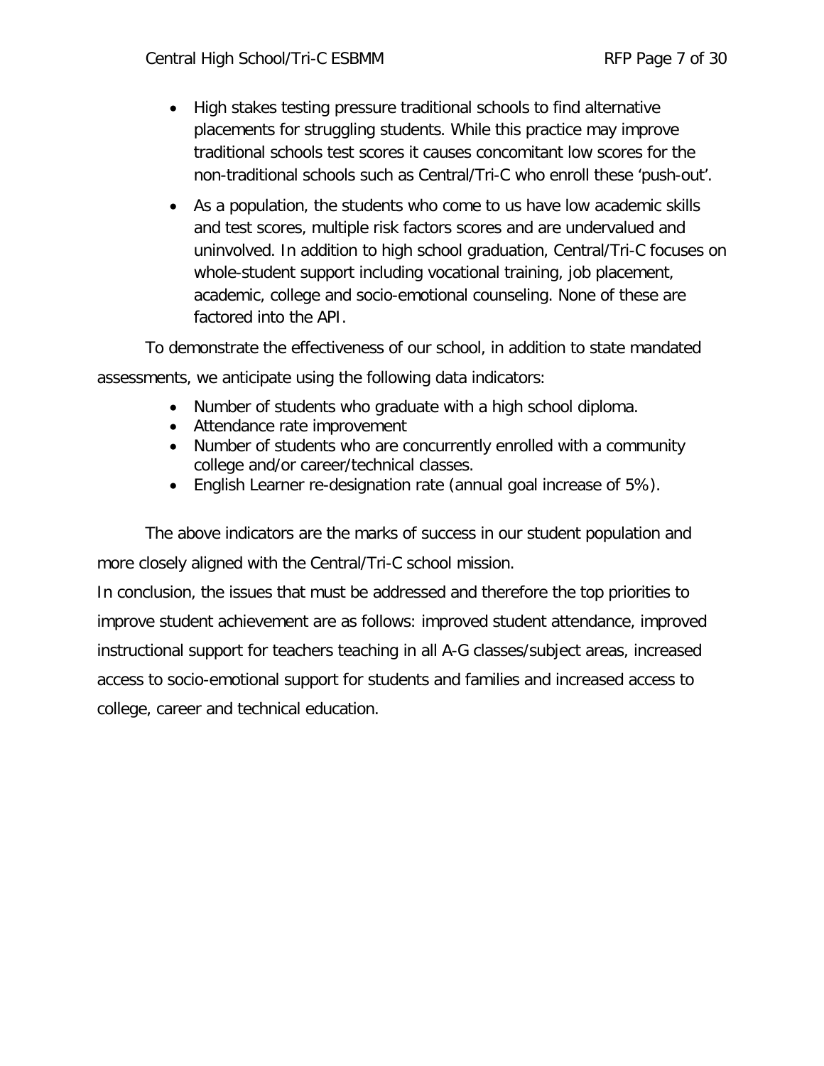- High stakes testing pressure traditional schools to find alternative placements for struggling students. While this practice may improve traditional schools test scores it causes concomitant low scores for the non-traditional schools such as Central/Tri-C who enroll these 'push-out'.
- As a population, the students who come to us have low academic skills and test scores, multiple risk factors scores and are undervalued and uninvolved. In addition to high school graduation, Central/Tri-C focuses on whole-student support including vocational training, job placement, academic, college and socio-emotional counseling. None of these are factored into the API.

To demonstrate the effectiveness of our school, in addition to state mandated assessments, we anticipate using the following data indicators:

- Number of students who graduate with a high school diploma.
- Attendance rate improvement
- Number of students who are concurrently enrolled with a community college and/or career/technical classes.
- English Learner re-designation rate (annual goal increase of 5%).

The above indicators are the marks of success in our student population and more closely aligned with the Central/Tri-C school mission.

In conclusion, the issues that must be addressed and therefore the top priorities to improve student achievement are as follows: improved student attendance, improved instructional support for teachers teaching in all A-G classes/subject areas, increased access to socio-emotional support for students and families and increased access to college, career and technical education.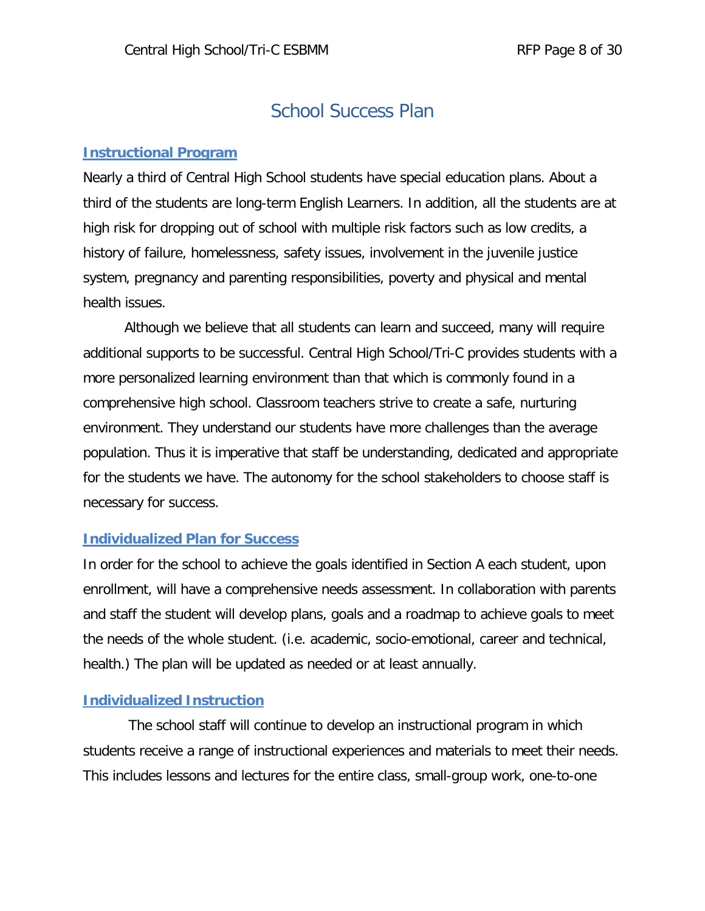# School Success Plan

## Instructional Program

Nearly a third of Central High School students have special education plans. About a third of the students are long-term English Learners. In addition, all the students are at high risk for dropping out of school with multiple risk factors such as low credits, a history of failure, homelessness, safety issues, involvement in the juvenile justice system, pregnancy and parenting responsibilities, poverty and physical and mental health issues.

Although we believe that all students can learn and succeed, many will require additional supports to be successful. Central High School/Tri-C provides students with a more personalized learning environment than that which is commonly found in a comprehensive high school. Classroom teachers strive to create a safe, nurturing environment. They understand our students have more challenges than the average population. Thus it is imperative that staff be understanding, dedicated and appropriate for the students we have. The autonomy for the school stakeholders to choose staff is necessary for success.

## Individualized Plan for Success

In order for the school to achieve the goals identified in Section A each student, upon enrollment, will have a comprehensive needs assessment. In collaboration with parents and staff the student will develop plans, goals and a roadmap to achieve goals to meet the needs of the whole student. (i.e. academic, socio-emotional, career and technical, health.) The plan will be updated as needed or at least annually.

## Individualized Instruction

The school staff will continue to develop an instructional program in which students receive a range of instructional experiences and materials to meet their needs. This includes lessons and lectures for the entire class, small-group work, one-to-one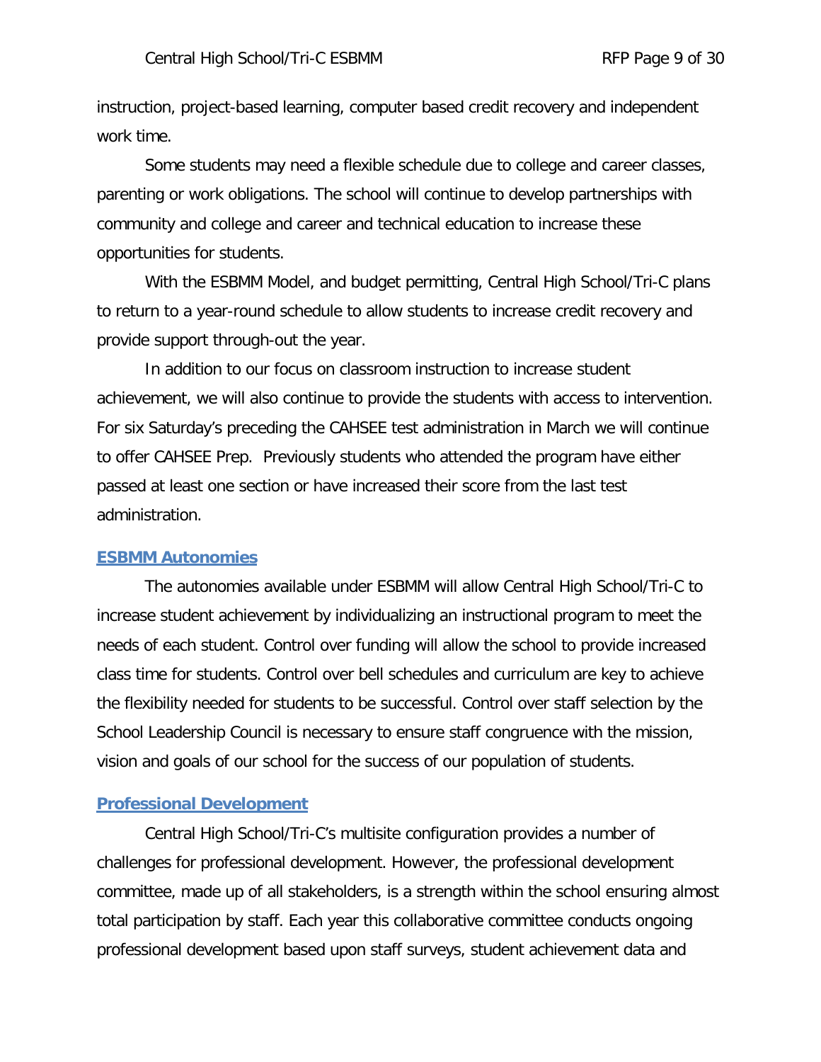instruction, project-based learning, computer based credit recovery and independent work time.

Some students may need a flexible schedule due to college and career classes, parenting or work obligations. The school will continue to develop partnerships with community and college and career and technical education to increase these opportunities for students.

With the ESBMM Model, and budget permitting, Central High School/Tri-C plans to return to a year-round schedule to allow students to increase credit recovery and provide support through-out the year.

In addition to our focus on classroom instruction to increase student achievement, we will also continue to provide the students with access to intervention. For six Saturday's preceding the CAHSEE test administration in March we will continue to offer CAHSEE Prep. Previously students who attended the program have either passed at least one section or have increased their score from the last test administration.

## ESBMM Autonomies

The autonomies available under ESBMM will allow Central High School/Tri-C to increase student achievement by individualizing an instructional program to meet the needs of each student. Control over funding will allow the school to provide increased class time for students. Control over bell schedules and curriculum are key to achieve the flexibility needed for students to be successful. Control over staff selection by the School Leadership Council is necessary to ensure staff congruence with the mission, vision and goals of our school for the success of our population of students.

## Professional Development

Central High School/Tri-C's multisite configuration provides a number of challenges for professional development. However, the professional development committee, made up of all stakeholders, is a strength within the school ensuring almost total participation by staff. Each year this collaborative committee conducts ongoing professional development based upon staff surveys, student achievement data and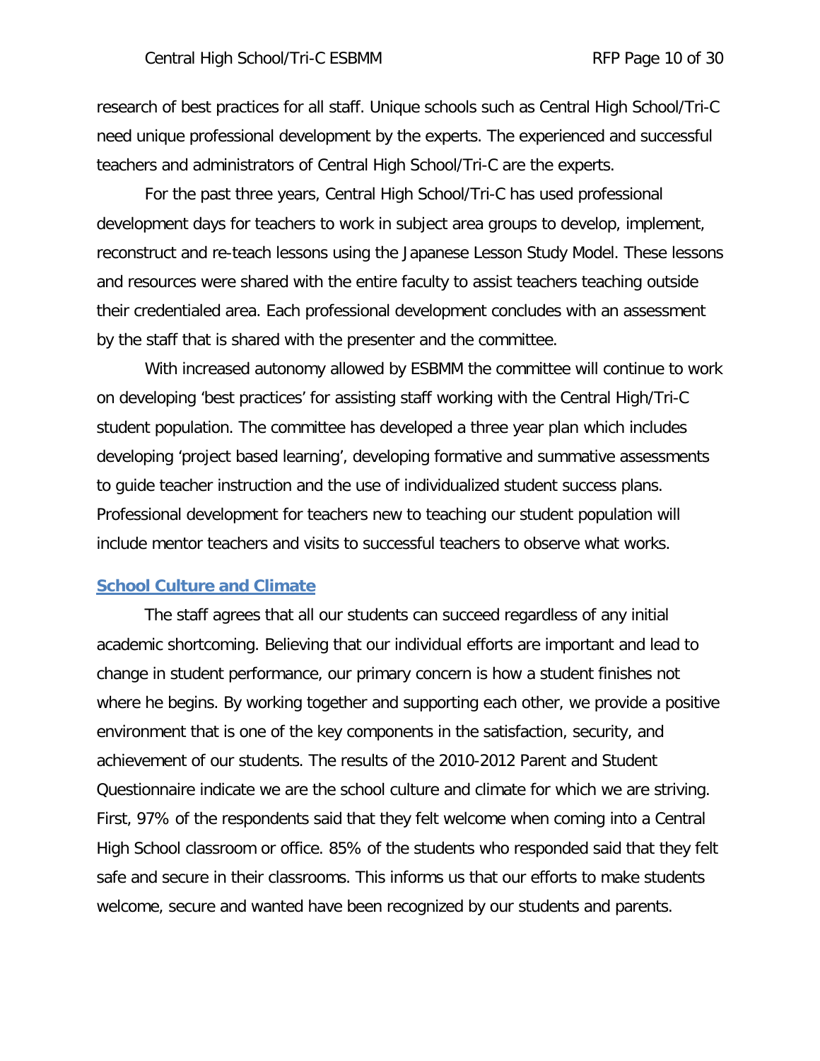research of best practices for all staff. Unique schools such as Central High School/Tri-C need unique professional development by the experts. The experienced and successful teachers and administrators of Central High School/Tri-C are the experts.

For the past three years, Central High School/Tri-C has used professional development days for teachers to work in subject area groups to develop, implement, reconstruct and re-teach lessons using the Japanese Lesson Study Model. These lessons and resources were shared with the entire faculty to assist teachers teaching outside their credentialed area. Each professional development concludes with an assessment by the staff that is shared with the presenter and the committee.

With increased autonomy allowed by ESBMM the committee will continue to work on developing 'best practices' for assisting staff working with the Central High/Tri-C student population. The committee has developed a three year plan which includes developing 'project based learning', developing formative and summative assessments to guide teacher instruction and the use of individualized student success plans. Professional development for teachers new to teaching our student population will include mentor teachers and visits to successful teachers to observe what works.

## School Culture and Climate

The staff agrees that all our students can succeed regardless of any initial academic shortcoming. Believing that our individual efforts are important and lead to change in student performance, our primary concern is how a student finishes not where he begins. By working together and supporting each other, we provide a positive environment that is one of the key components in the satisfaction, security, and achievement of our students. The results of the 2010-2012 Parent and Student Questionnaire indicate we are the school culture and climate for which we are striving. First, 97% of the respondents said that they felt welcome when coming into a Central High School classroom or office. 85% of the students who responded said that they felt safe and secure in their classrooms. This informs us that our efforts to make students welcome, secure and wanted have been recognized by our students and parents.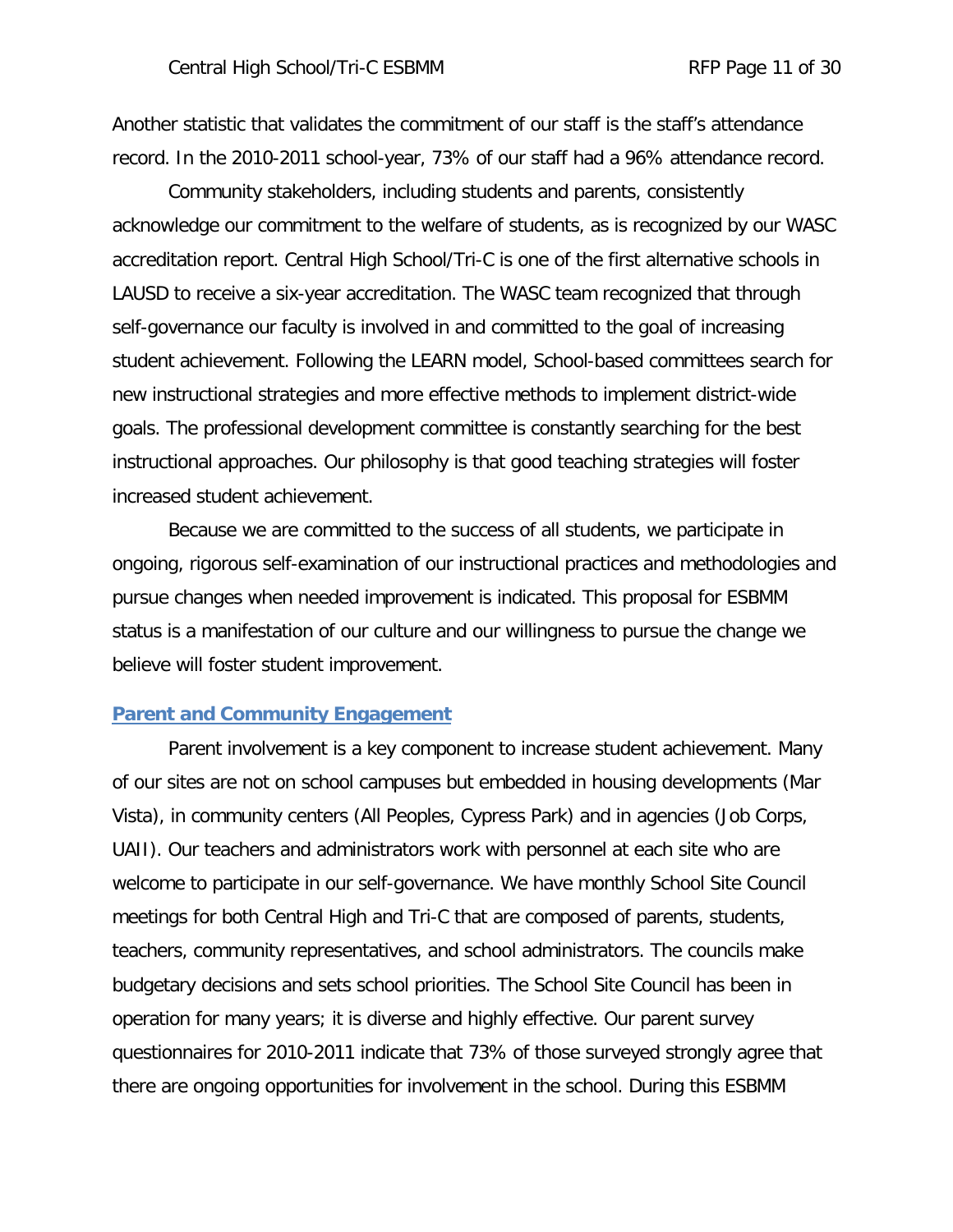Another statistic that validates the commitment of our staff is the staff's attendance record. In the 2010-2011 school-year, 73% of our staff had a 96% attendance record.

Community stakeholders, including students and parents, consistently acknowledge our commitment to the welfare of students, as is recognized by our WASC accreditation report. Central High School/Tri-C is one of the first alternative schools in LAUSD to receive a six-year accreditation. The WASC team recognized that through self-governance our faculty is involved in and committed to the goal of increasing student achievement. Following the LEARN model, School-based committees search for new instructional strategies and more effective methods to implement district-wide goals. The professional development committee is constantly searching for the best instructional approaches. Our philosophy is that good teaching strategies will foster increased student achievement.

Because we are committed to the success of all students, we participate in ongoing, rigorous self-examination of our instructional practices and methodologies and pursue changes when needed improvement is indicated. This proposal for ESBMM status is a manifestation of our culture and our willingness to pursue the change we believe will foster student improvement.

## Parent and Community Engagement

Parent involvement is a key component to increase student achievement. Many of our sites are not on school campuses but embedded in housing developments (Mar Vista), in community centers (All Peoples, Cypress Park) and in agencies (Job Corps, UAII). Our teachers and administrators work with personnel at each site who are welcome to participate in our self-governance. We have monthly School Site Council meetings for both Central High and Tri-C that are composed of parents, students, teachers, community representatives, and school administrators. The councils make budgetary decisions and sets school priorities. The School Site Council has been in operation for many years; it is diverse and highly effective. Our parent survey questionnaires for 2010-2011 indicate that 73% of those surveyed strongly agree that there are ongoing opportunities for involvement in the school. During this ESBMM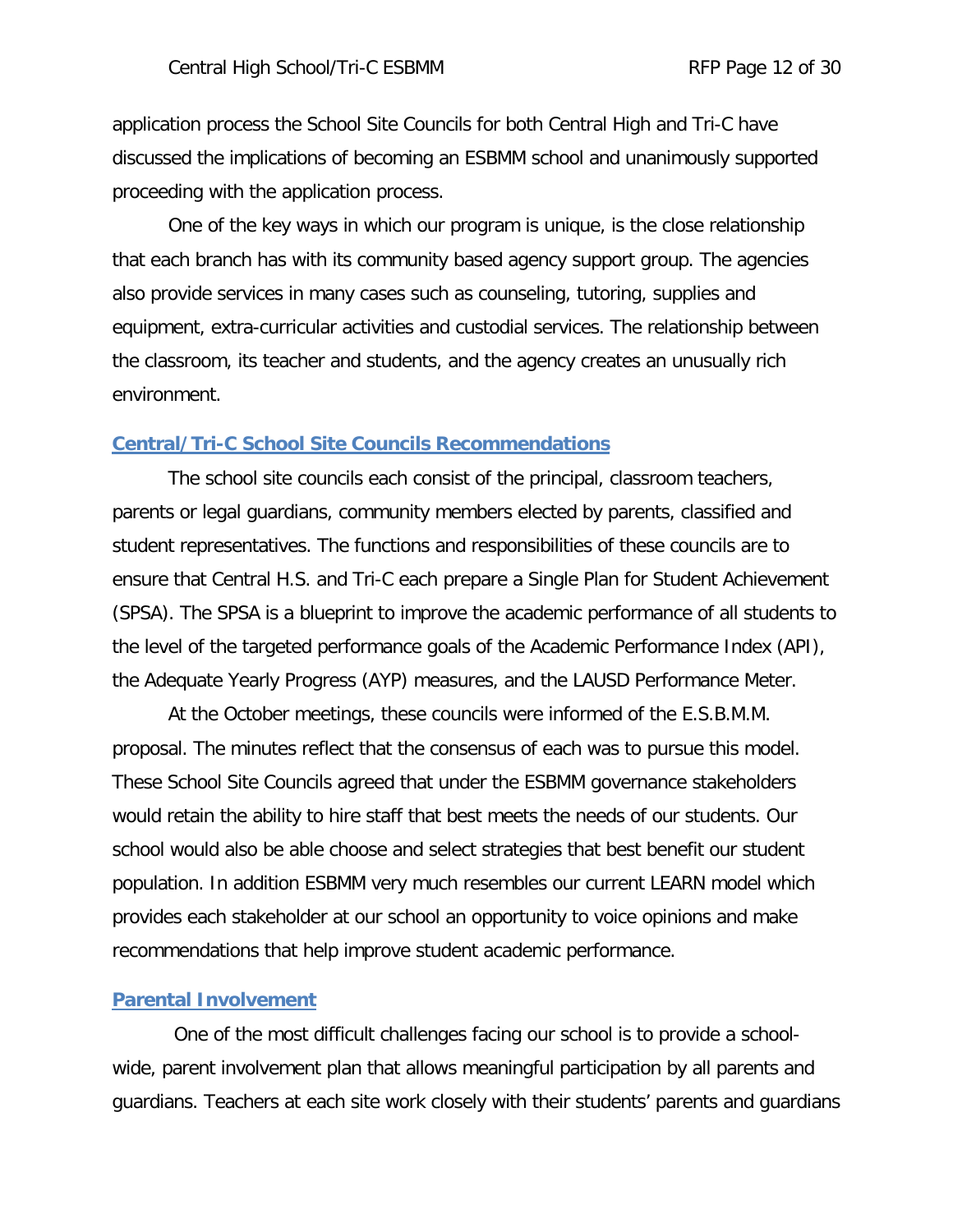application process the School Site Councils for both Central High and Tri-C have discussed the implications of becoming an ESBMM school and unanimously supported proceeding with the application process.

One of the key ways in which our program is unique, is the close relationship that each branch has with its community based agency support group. The agencies also provide services in many cases such as counseling, tutoring, supplies and equipment, extra-curricular activities and custodial services. The relationship between the classroom, its teacher and students, and the agency creates an unusually rich environment.

## Central/Tri-C School Site Councils Recommendations

The school site councils each consist of the principal, classroom teachers, parents or legal guardians, community members elected by parents, classified and student representatives. The functions and responsibilities of these councils are to ensure that Central H.S. and Tri-C each prepare a Single Plan for Student Achievement (SPSA). The SPSA is a blueprint to improve the academic performance of all students to the level of the targeted performance goals of the Academic Performance Index (API), the Adequate Yearly Progress (AYP) measures, and the LAUSD Performance Meter.

At the October meetings, these councils were informed of the E.S.B.M.M. proposal. The minutes reflect that the consensus of each was to pursue this model. These School Site Councils agreed that under the ESBMM governance stakeholders would retain the ability to hire staff that best meets the needs of our students. Our school would also be able choose and select strategies that best benefit our student population. In addition ESBMM very much resembles our current LEARN model which provides each stakeholder at our school an opportunity to voice opinions and make recommendations that help improve student academic performance.

## Parental Involvement

One of the most difficult challenges facing our school is to provide a school-wide, parent involvement plan that allows meaningful participation by all parents and guardians. Teachers at each site work closely with their students' parents and guardians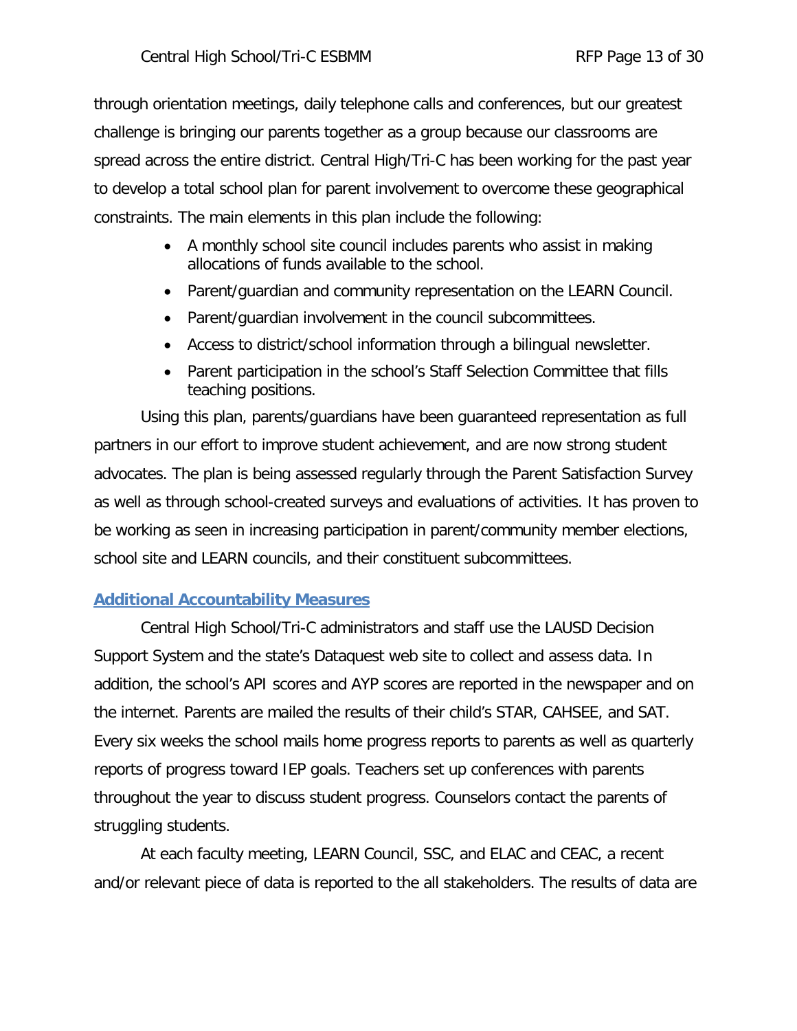through orientation meetings, daily telephone calls and conferences, but our greatest challenge is bringing our parents together as a group because our classrooms are spread across the entire district. Central High/Tri-C has been working for the past year to develop a total school plan for parent involvement to overcome these geographical constraints. The main elements in this plan include the following:

- A monthly school site council includes parents who assist in making allocations of funds available to the school.
- Parent/guardian and community representation on the LEARN Council.
- Parent/guardian involvement in the council subcommittees.
- Access to district/school information through a bilingual newsletter.
- Parent participation in the school's Staff Selection Committee that fills teaching positions.

Using this plan, parents/guardians have been guaranteed representation as full partners in our effort to improve student achievement, and are now strong student advocates. The plan is being assessed regularly through the Parent Satisfaction Survey as well as through school-created surveys and evaluations of activities. It has proven to be working as seen in increasing participation in parent/community member elections, school site and LEARN councils, and their constituent subcommittees.

## Additional Accountability Measures

Central High School/Tri-C administrators and staff use the LAUSD Decision Support System and the state's Dataquest web site to collect and assess data. In addition, the school's API scores and AYP scores are reported in the newspaper and on the internet. Parents are mailed the results of their child's STAR, CAHSEE, and SAT. Every six weeks the school mails home progress reports to parents as well as quarterly reports of progress toward IEP goals. Teachers set up conferences with parents throughout the year to discuss student progress. Counselors contact the parents of struggling students.

At each faculty meeting, LEARN Council, SSC, and ELAC and CEAC, a recent and/or relevant piece of data is reported to the all stakeholders. The results of data are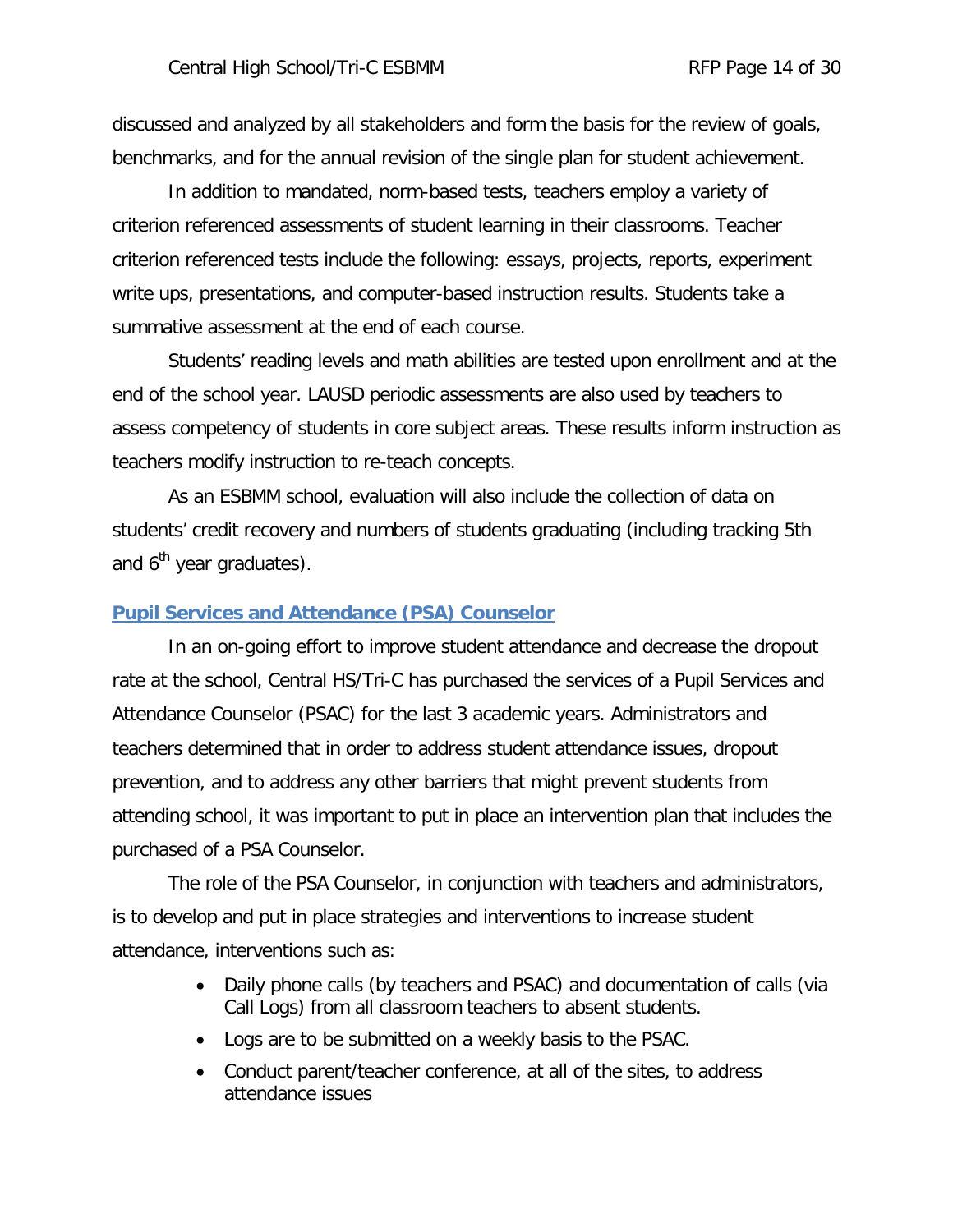discussed and analyzed by all stakeholders and form the basis for the review of goals, benchmarks, and for the annual revision of the single plan for student achievement.

In addition to mandated, norm-based tests, teachers employ a variety of criterion referenced assessments of student learning in their classrooms. Teacher criterion referenced tests include the following: essays, projects, reports, experiment write ups, presentations, and computer-based instruction results. Students take a summative assessment at the end of each course.

Students' reading levels and math abilities are tested upon enrollment and at the end of the school year. LAUSD periodic assessments are also used by teachers to assess competency of students in core subject areas. These results inform instruction as teachers modify instruction to re-teach concepts.

As an ESBMM school, evaluation will also include the collection of data on students' credit recovery and numbers of students graduating (including tracking 5th and 6th year graduates).

## Pupil Services and Attendance (PSA) Counselor

In an on-going effort to improve student attendance and decrease the dropout rate at the school, Central HS/Tri-C has purchased the services of a Pupil Services and Attendance Counselor (PSAC) for the last 3 academic years. Administrators and teachers determined that in order to address student attendance issues, dropout prevention, and to address any other barriers that might prevent students from attending school, it was important to put in place an intervention plan that includes the purchased of a PSA Counselor.

The role of the PSA Counselor, in conjunction with teachers and administrators, is to develop and put in place strategies and interventions to increase student attendance, interventions such as:

- Daily phone calls (by teachers and PSAC) and documentation of calls (via Call Logs) from all classroom teachers to absent students.
- Logs are to be submitted on a weekly basis to the PSAC.
- Conduct parent/teacher conference, at all of the sites, to address attendance issues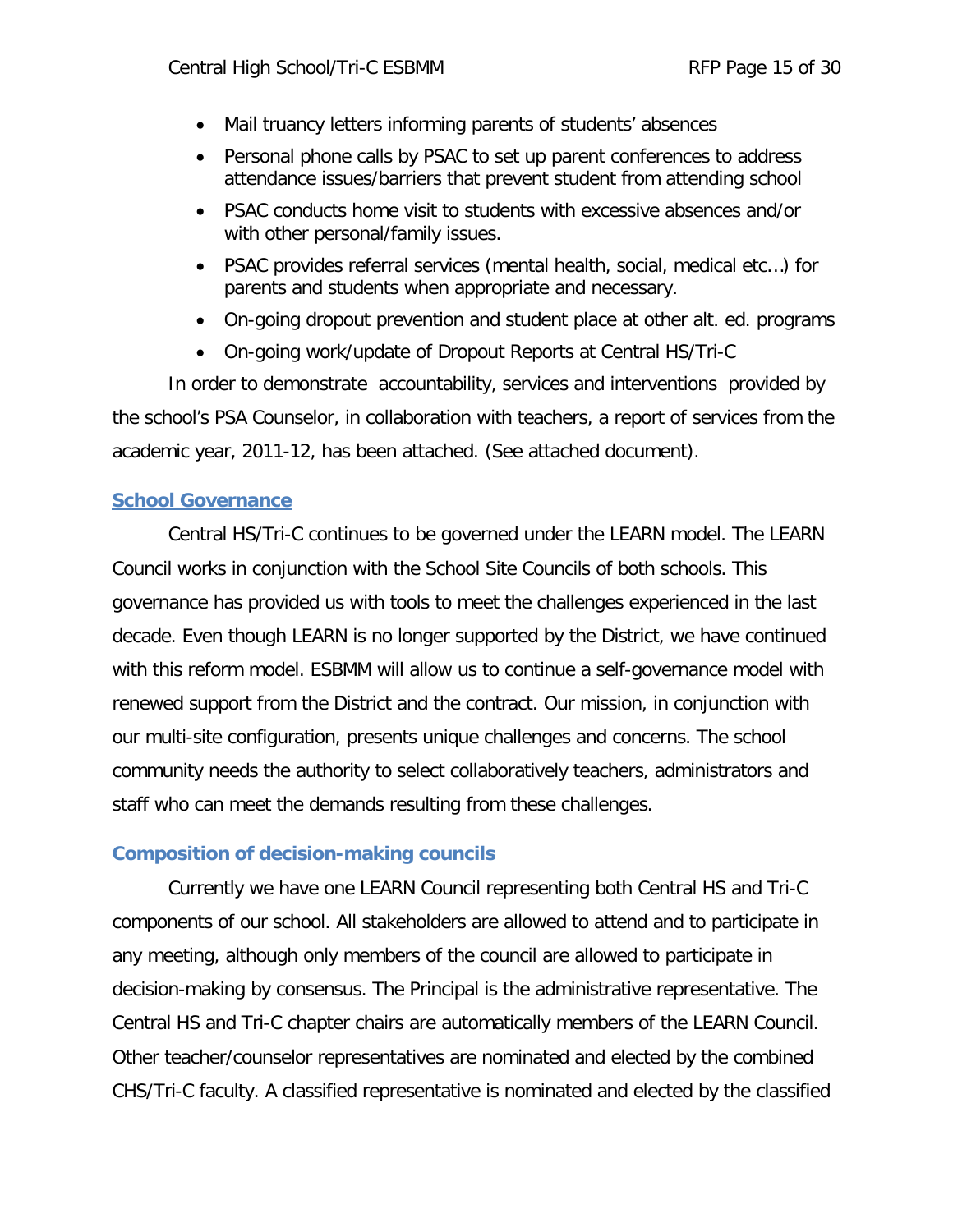- Mail truancy letters informing parents of students' absences
- Personal phone calls by PSAC to set up parent conferences to address attendance issues/barriers that prevent student from attending school
- PSAC conducts home visit to students with excessive absences and/or with other personal/family issues.
- PSAC provides referral services (mental health, social, medical etc...) for parents and students when appropriate and necessary.
- On-going dropout prevention and student place at other alt. ed. programs
- On-going work/update of Dropout Reports at Central HS/Tri-C

In order to demonstrate accountability, services and interventions provided by the school's PSA Counselor, in collaboration with teachers, a report of services from the academic year, 2011-12, has been attached. (See attached document).

## School Governance

Central HS/Tri-C continues to be governed under the LEARN model. The LEARN Council works in conjunction with the School Site Councils of both schools. This governance has provided us with tools to meet the challenges experienced in the last decade. Even though LEARN is no longer supported by the District, we have continued with this reform model. ESBMM will allow us to continue a self-governance model with renewed support from the District and the contract. Our mission, in conjunction with our multi-site configuration, presents unique challenges and concerns. The school community needs the authority to select collaboratively teachers, administrators and staff who can meet the demands resulting from these challenges.

### Composition of decision-making councils

Currently we have one LEARN Council representing both Central HS and Tri-C components of our school. All stakeholders are allowed to attend and to participate in any meeting, although only members of the council are allowed to participate in decision-making by consensus. The Principal is the administrative representative. The Central HS and Tri-C chapter chairs are automatically members of the LEARN Council. Other teacher/counselor representatives are nominated and elected by the combined CHS/Tri-C faculty. A classified representative is nominated and elected by the classified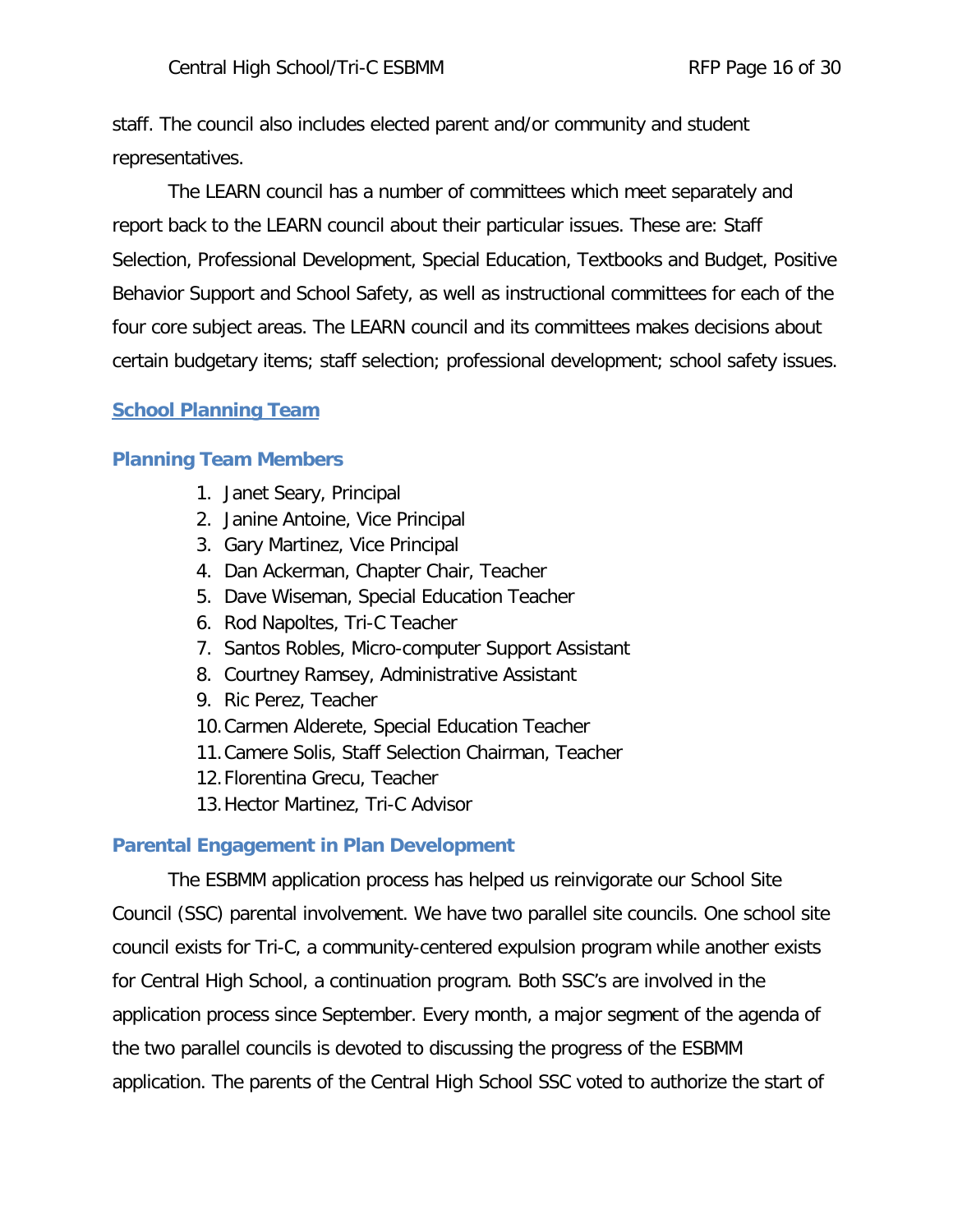staff. The council also includes elected parent and/or community and student representatives.

The LEARN council has a number of committees which meet separately and report back to the LEARN council about their particular issues. These are: Staff Selection, Professional Development, Special Education, Textbooks and Budget, Positive Behavior Support and School Safety, as well as instructional committees for each of the four core subject areas. The LEARN council and its committees makes decisions about certain budgetary items; staff selection; professional development; school safety issues.

## School Planning Team

### Planning Team Members

1. Janet Seary, Principal
2. Janine Antoine, Vice Principal
3. Gary Martinez, Vice Principal
4. Dan Ackerman, Chapter Chair, Teacher
5. Dave Wiseman, Special Education Teacher
6. Rod Napoltes, Tri-C Teacher
7. Santos Robles, Micro-computer Support Assistant
8. Courtney Ramsey, Administrative Assistant
9. Ric Perez, Teacher
10. Carmen Alderete, Special Education Teacher
11. Camere Solis, Staff Selection Chairman, Teacher
12. Florentina Grecu, Teacher
13. Hector Martinez, Tri-C Advisor

### Parental Engagement in Plan Development

The ESBMM application process has helped us reinvigorate our School Site Council (SSC) parental involvement. We have two parallel site councils. One school site council exists for Tri-C, a community-centered expulsion program while another exists for Central High School, a continuation program. Both SSC's are involved in the application process since September. Every month, a major segment of the agenda of the two parallel councils is devoted to discussing the progress of the ESBMM application. The parents of the Central High School SSC voted to authorize the start of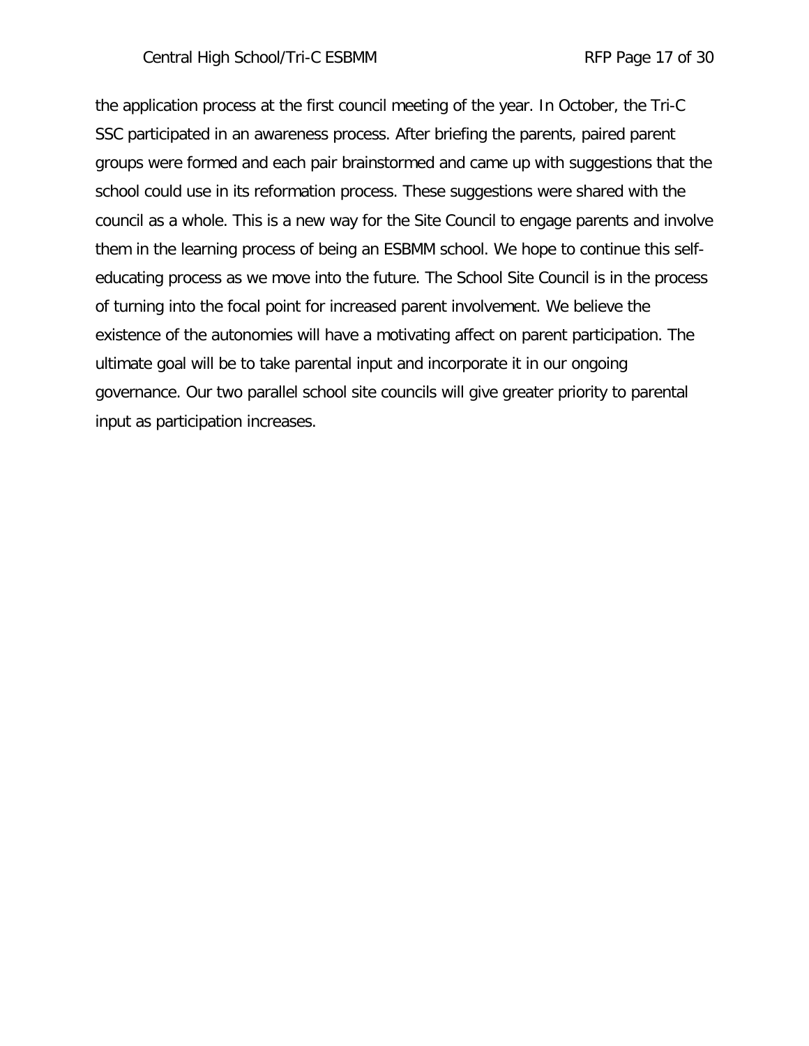the application process at the first council meeting of the year. In October, the Tri-C SSC participated in an awareness process. After briefing the parents, paired parent groups were formed and each pair brainstormed and came up with suggestions that the school could use in its reformation process. These suggestions were shared with the council as a whole. This is a new way for the Site Council to engage parents and involve them in the learning process of being an ESBMM school. We hope to continue this self-educating process as we move into the future. The School Site Council is in the process of turning into the focal point for increased parent involvement. We believe the existence of the autonomies will have a motivating affect on parent participation. The ultimate goal will be to take parental input and incorporate it in our ongoing governance. Our two parallel school site councils will give greater priority to parental input as participation increases.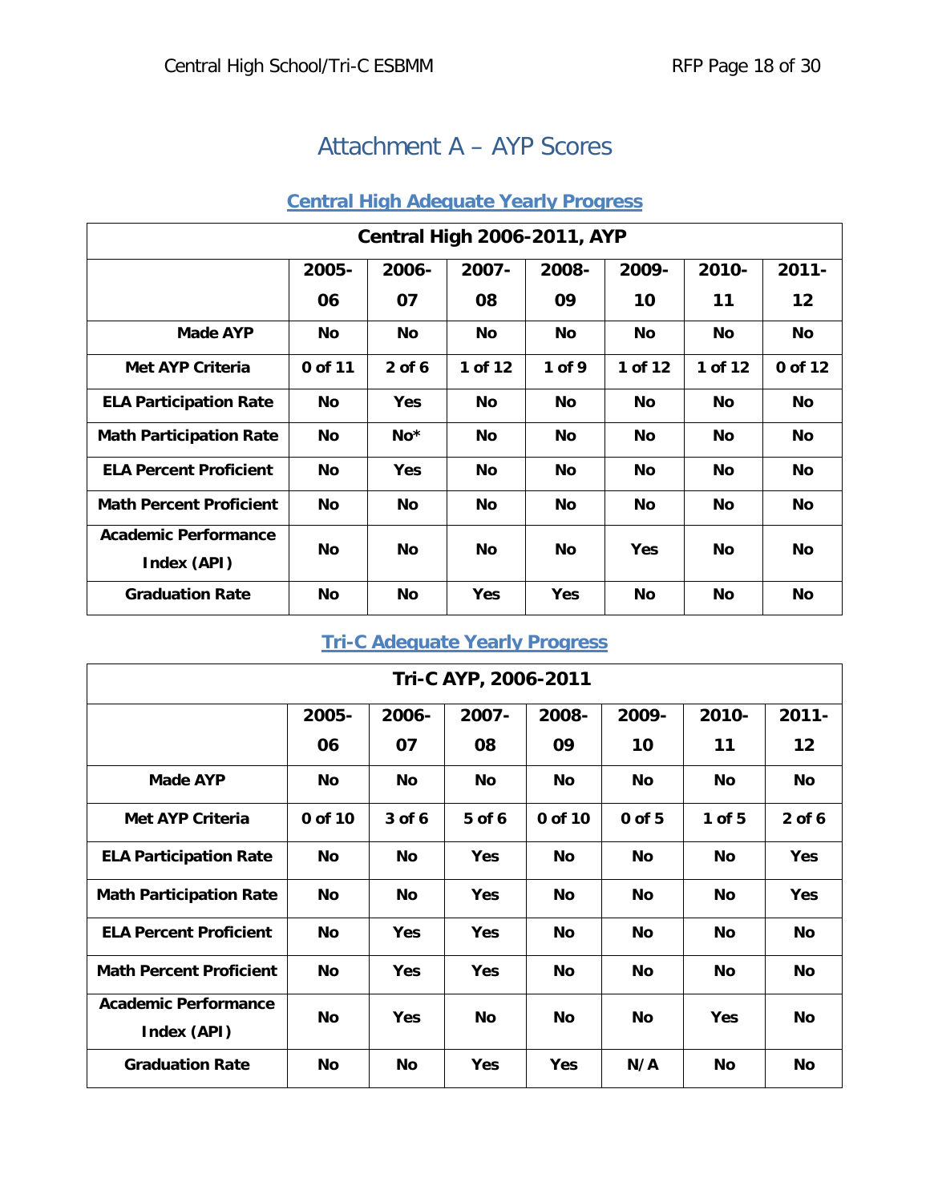# Attachment A – AYP Scores

## Central High Adequate Yearly Progress

| Central High 2006-2011, AYP | | | | | | | |
|---|---|---|---|---|---|---|---|
| | 2005-06 | 2006-07 | 2007-08 | 2008-09 | 2009-10 | 2010-11 | 2011-12 |
| **Made AYP** | No | No | No | No | No | No | No |
| **Met AYP Criteria** | 0 of 11 | 2 of 6 | 1 of 12 | 1 of 9 | 1 of 12 | 1 of 12 | 0 of 12 |
| **ELA Participation Rate** | No | Yes | No | No | No | No | No |
| **Math Participation Rate** | No | No* | No | No | No | No | No |
| **ELA Percent Proficient** | No | Yes | No | No | No | No | No |
| **Math Percent Proficient** | No | No | No | No | No | No | No |
| **Academic Performance Index (API)** | No | No | No | No | Yes | No | No |
| **Graduation Rate** | No | No | Yes | Yes | No | No | No |

## Tri-C Adequate Yearly Progress

| Tri-C AYP, 2006-2011 | | | | | | | |
|---|---|---|---|---|---|---|---|
| | 2005-06 | 2006-07 | 2007-08 | 2008-09 | 2009-10 | 2010-11 | 2011-12 |
| **Made AYP** | No | No | No | No | No | No | No |
| **Met AYP Criteria** | 0 of 10 | 3 of 6 | 5 of 6 | 0 of 10 | 0 of 5 | 1 of 5 | 2 of 6 |
| **ELA Participation Rate** | No | No | Yes | No | No | No | Yes |
| **Math Participation Rate** | No | No | Yes | No | No | No | Yes |
| **ELA Percent Proficient** | No | Yes | Yes | No | No | No | No |
| **Math Percent Proficient** | No | Yes | Yes | No | No | No | No |
| **Academic Performance Index (API)** | No | Yes | No | No | No | Yes | No |
| **Graduation Rate** | No | No | Yes | Yes | N/A | No | No |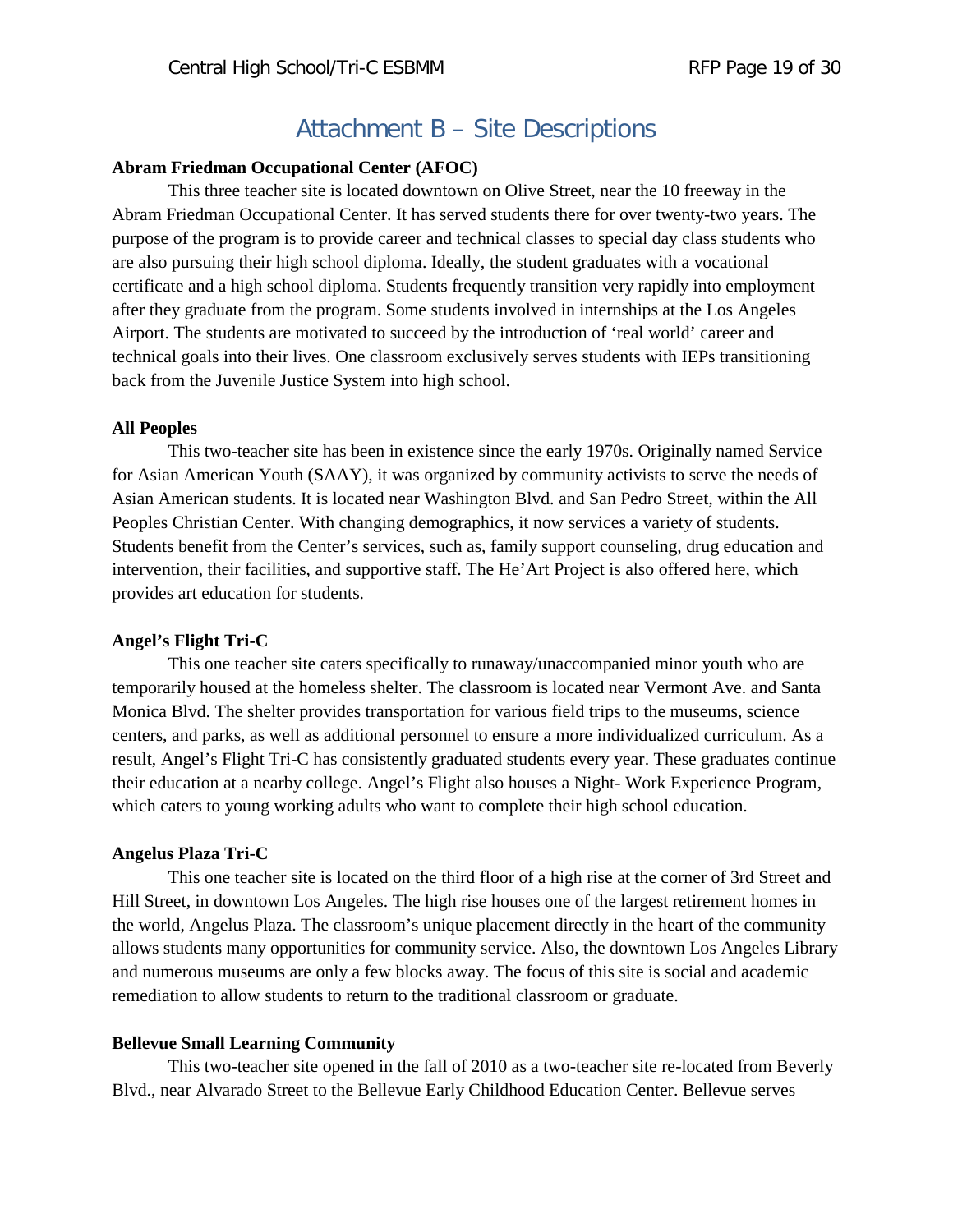# Attachment B – Site Descriptions

**Abram Friedman Occupational Center (AFOC)**

This three teacher site is located downtown on Olive Street, near the 10 freeway in the Abram Friedman Occupational Center. It has served students there for over twenty-two years. The purpose of the program is to provide career and technical classes to special day class students who are also pursuing their high school diploma. Ideally, the student graduates with a vocational certificate and a high school diploma. Students frequently transition very rapidly into employment after they graduate from the program. Some students involved in internships at the Los Angeles Airport. The students are motivated to succeed by the introduction of 'real world' career and technical goals into their lives. One classroom exclusively serves students with IEPs transitioning back from the Juvenile Justice System into high school.

**All Peoples**

This two-teacher site has been in existence since the early 1970s. Originally named Service for Asian American Youth (SAAY), it was organized by community activists to serve the needs of Asian American students. It is located near Washington Blvd. and San Pedro Street, within the All Peoples Christian Center. With changing demographics, it now services a variety of students. Students benefit from the Center's services, such as, family support counseling, drug education and intervention, their facilities, and supportive staff. The He'Art Project is also offered here, which provides art education for students.

**Angel's Flight Tri-C**

This one teacher site caters specifically to runaway/unaccompanied minor youth who are temporarily housed at the homeless shelter. The classroom is located near Vermont Ave. and Santa Monica Blvd. The shelter provides transportation for various field trips to the museums, science centers, and parks, as well as additional personnel to ensure a more individualized curriculum. As a result, Angel's Flight Tri-C has consistently graduated students every year. These graduates continue their education at a nearby college. Angel's Flight also houses a Night- Work Experience Program, which caters to young working adults who want to complete their high school education.

**Angelus Plaza Tri-C**

This one teacher site is located on the third floor of a high rise at the corner of 3rd Street and Hill Street, in downtown Los Angeles. The high rise houses one of the largest retirement homes in the world, Angelus Plaza. The classroom's unique placement directly in the heart of the community allows students many opportunities for community service. Also, the downtown Los Angeles Library and numerous museums are only a few blocks away. The focus of this site is social and academic remediation to allow students to return to the traditional classroom or graduate.

**Bellevue Small Learning Community**

This two-teacher site opened in the fall of 2010 as a two-teacher site re-located from Beverly Blvd., near Alvarado Street to the Bellevue Early Childhood Education Center. Bellevue serves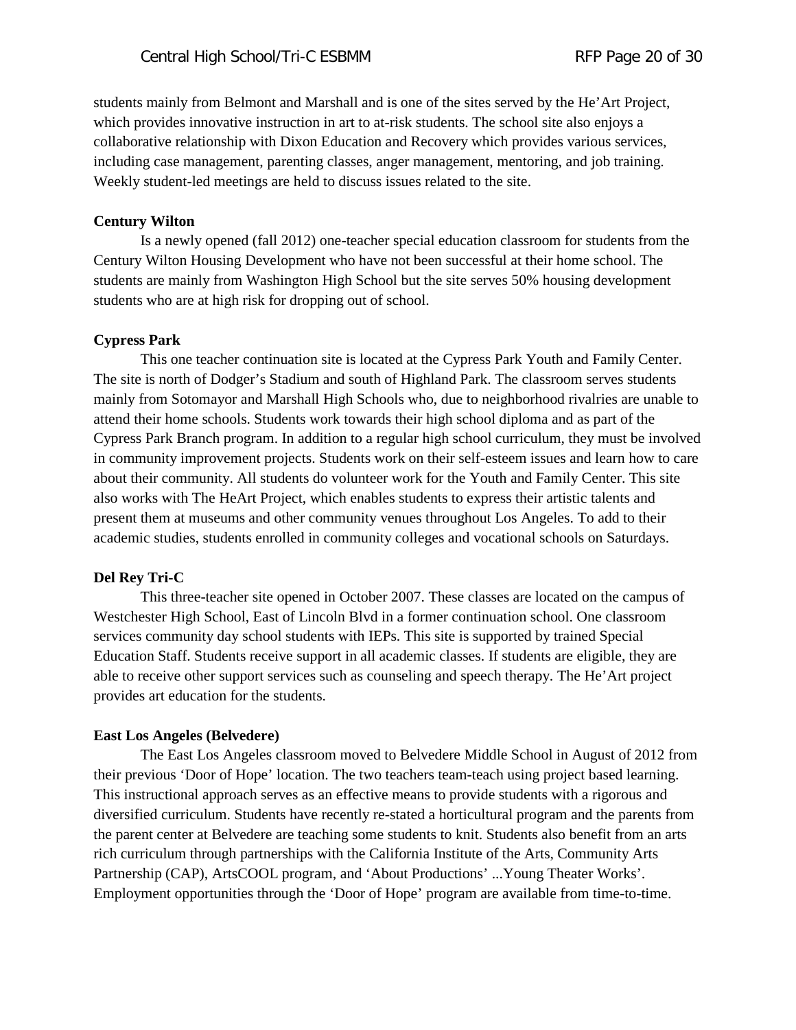students mainly from Belmont and Marshall and is one of the sites served by the He'Art Project, which provides innovative instruction in art to at-risk students. The school site also enjoys a collaborative relationship with Dixon Education and Recovery which provides various services, including case management, parenting classes, anger management, mentoring, and job training. Weekly student-led meetings are held to discuss issues related to the site.

**Century Wilton**

Is a newly opened (fall 2012) one-teacher special education classroom for students from the Century Wilton Housing Development who have not been successful at their home school. The students are mainly from Washington High School but the site serves 50% housing development students who are at high risk for dropping out of school.

**Cypress Park**

This one teacher continuation site is located at the Cypress Park Youth and Family Center. The site is north of Dodger's Stadium and south of Highland Park. The classroom serves students mainly from Sotomayor and Marshall High Schools who, due to neighborhood rivalries are unable to attend their home schools. Students work towards their high school diploma and as part of the Cypress Park Branch program. In addition to a regular high school curriculum, they must be involved in community improvement projects. Students work on their self-esteem issues and learn how to care about their community. All students do volunteer work for the Youth and Family Center. This site also works with The HeArt Project, which enables students to express their artistic talents and present them at museums and other community venues throughout Los Angeles. To add to their academic studies, students enrolled in community colleges and vocational schools on Saturdays.

**Del Rey Tri-C**

This three-teacher site opened in October 2007. These classes are located on the campus of Westchester High School, East of Lincoln Blvd in a former continuation school. One classroom services community day school students with IEPs. This site is supported by trained Special Education Staff. Students receive support in all academic classes. If students are eligible, they are able to receive other support services such as counseling and speech therapy. The He'Art project provides art education for the students.

**East Los Angeles (Belvedere)**

The East Los Angeles classroom moved to Belvedere Middle School in August of 2012 from their previous 'Door of Hope' location. The two teachers team-teach using project based learning. This instructional approach serves as an effective means to provide students with a rigorous and diversified curriculum. Students have recently re-stated a horticultural program and the parents from the parent center at Belvedere are teaching some students to knit. Students also benefit from an arts rich curriculum through partnerships with the California Institute of the Arts, Community Arts Partnership (CAP), ArtsCOOL program, and 'About Productions' ...Young Theater Works'. Employment opportunities through the 'Door of Hope' program are available from time-to-time.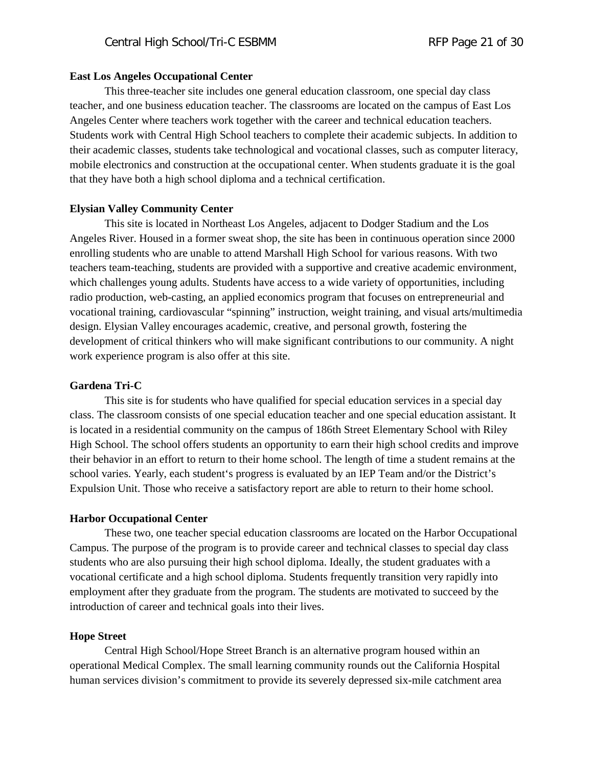**East Los Angeles Occupational Center**

This three-teacher site includes one general education classroom, one special day class teacher, and one business education teacher. The classrooms are located on the campus of East Los Angeles Center where teachers work together with the career and technical education teachers. Students work with Central High School teachers to complete their academic subjects. In addition to their academic classes, students take technological and vocational classes, such as computer literacy, mobile electronics and construction at the occupational center. When students graduate it is the goal that they have both a high school diploma and a technical certification.

**Elysian Valley Community Center**

This site is located in Northeast Los Angeles, adjacent to Dodger Stadium and the Los Angeles River. Housed in a former sweat shop, the site has been in continuous operation since 2000 enrolling students who are unable to attend Marshall High School for various reasons. With two teachers team-teaching, students are provided with a supportive and creative academic environment, which challenges young adults. Students have access to a wide variety of opportunities, including radio production, web-casting, an applied economics program that focuses on entrepreneurial and vocational training, cardiovascular "spinning" instruction, weight training, and visual arts/multimedia design. Elysian Valley encourages academic, creative, and personal growth, fostering the development of critical thinkers who will make significant contributions to our community. A night work experience program is also offer at this site.

**Gardena Tri-C**

This site is for students who have qualified for special education services in a special day class. The classroom consists of one special education teacher and one special education assistant. It is located in a residential community on the campus of 186th Street Elementary School with Riley High School. The school offers students an opportunity to earn their high school credits and improve their behavior in an effort to return to their home school. The length of time a student remains at the school varies. Yearly, each student's progress is evaluated by an IEP Team and/or the District's Expulsion Unit. Those who receive a satisfactory report are able to return to their home school.

**Harbor Occupational Center**

These two, one teacher special education classrooms are located on the Harbor Occupational Campus. The purpose of the program is to provide career and technical classes to special day class students who are also pursuing their high school diploma. Ideally, the student graduates with a vocational certificate and a high school diploma. Students frequently transition very rapidly into employment after they graduate from the program. The students are motivated to succeed by the introduction of career and technical goals into their lives.

**Hope Street**

Central High School/Hope Street Branch is an alternative program housed within an operational Medical Complex. The small learning community rounds out the California Hospital human services division's commitment to provide its severely depressed six-mile catchment area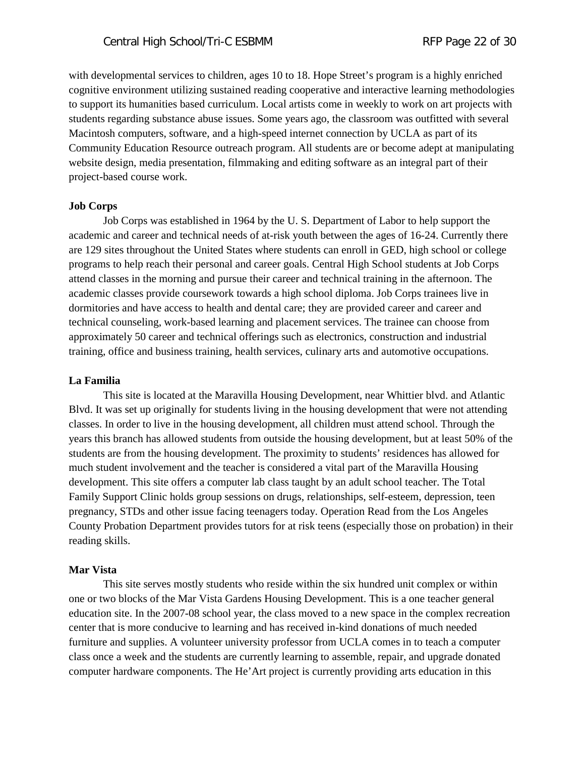with developmental services to children, ages 10 to 18. Hope Street's program is a highly enriched cognitive environment utilizing sustained reading cooperative and interactive learning methodologies to support its humanities based curriculum. Local artists come in weekly to work on art projects with students regarding substance abuse issues. Some years ago, the classroom was outfitted with several Macintosh computers, software, and a high-speed internet connection by UCLA as part of its Community Education Resource outreach program. All students are or become adept at manipulating website design, media presentation, filmmaking and editing software as an integral part of their project-based course work.

**Job Corps**

Job Corps was established in 1964 by the U. S. Department of Labor to help support the academic and career and technical needs of at-risk youth between the ages of 16-24. Currently there are 129 sites throughout the United States where students can enroll in GED, high school or college programs to help reach their personal and career goals. Central High School students at Job Corps attend classes in the morning and pursue their career and technical training in the afternoon. The academic classes provide coursework towards a high school diploma. Job Corps trainees live in dormitories and have access to health and dental care; they are provided career and career and technical counseling, work-based learning and placement services. The trainee can choose from approximately 50 career and technical offerings such as electronics, construction and industrial training, office and business training, health services, culinary arts and automotive occupations.

**La Familia**

This site is located at the Maravilla Housing Development, near Whittier blvd. and Atlantic Blvd. It was set up originally for students living in the housing development that were not attending classes. In order to live in the housing development, all children must attend school. Through the years this branch has allowed students from outside the housing development, but at least 50% of the students are from the housing development. The proximity to students' residences has allowed for much student involvement and the teacher is considered a vital part of the Maravilla Housing development. This site offers a computer lab class taught by an adult school teacher. The Total Family Support Clinic holds group sessions on drugs, relationships, self-esteem, depression, teen pregnancy, STDs and other issue facing teenagers today. Operation Read from the Los Angeles County Probation Department provides tutors for at risk teens (especially those on probation) in their reading skills.

**Mar Vista**

This site serves mostly students who reside within the six hundred unit complex or within one or two blocks of the Mar Vista Gardens Housing Development. This is a one teacher general education site. In the 2007-08 school year, the class moved to a new space in the complex recreation center that is more conducive to learning and has received in-kind donations of much needed furniture and supplies. A volunteer university professor from UCLA comes in to teach a computer class once a week and the students are currently learning to assemble, repair, and upgrade donated computer hardware components. The He'Art project is currently providing arts education in this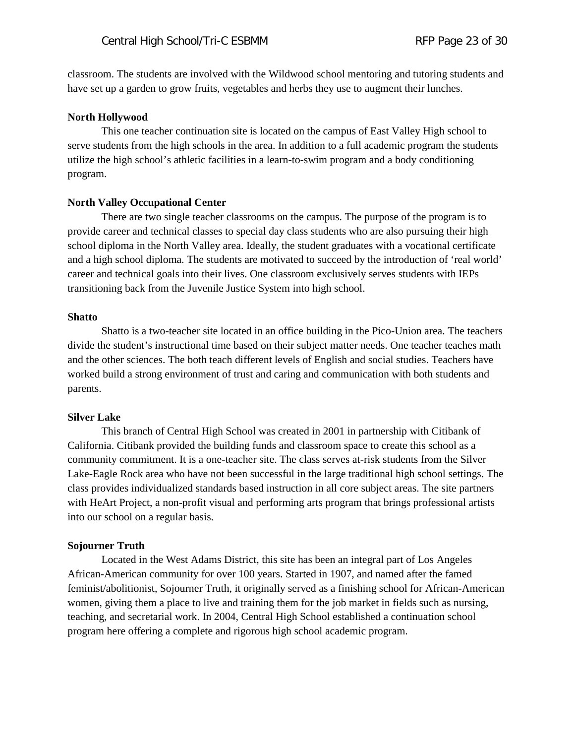classroom. The students are involved with the Wildwood school mentoring and tutoring students and have set up a garden to grow fruits, vegetables and herbs they use to augment their lunches.

**North Hollywood**

This one teacher continuation site is located on the campus of East Valley High school to serve students from the high schools in the area. In addition to a full academic program the students utilize the high school's athletic facilities in a learn-to-swim program and a body conditioning program.

**North Valley Occupational Center**

There are two single teacher classrooms on the campus. The purpose of the program is to provide career and technical classes to special day class students who are also pursuing their high school diploma in the North Valley area. Ideally, the student graduates with a vocational certificate and a high school diploma. The students are motivated to succeed by the introduction of 'real world' career and technical goals into their lives. One classroom exclusively serves students with IEPs transitioning back from the Juvenile Justice System into high school.

**Shatto**

Shatto is a two-teacher site located in an office building in the Pico-Union area. The teachers divide the student's instructional time based on their subject matter needs. One teacher teaches math and the other sciences. The both teach different levels of English and social studies. Teachers have worked build a strong environment of trust and caring and communication with both students and parents.

**Silver Lake**

This branch of Central High School was created in 2001 in partnership with Citibank of California. Citibank provided the building funds and classroom space to create this school as a community commitment. It is a one-teacher site. The class serves at-risk students from the Silver Lake-Eagle Rock area who have not been successful in the large traditional high school settings. The class provides individualized standards based instruction in all core subject areas. The site partners with HeArt Project, a non-profit visual and performing arts program that brings professional artists into our school on a regular basis.

**Sojourner Truth**

Located in the West Adams District, this site has been an integral part of Los Angeles African-American community for over 100 years. Started in 1907, and named after the famed feminist/abolitionist, Sojourner Truth, it originally served as a finishing school for African-American women, giving them a place to live and training them for the job market in fields such as nursing, teaching, and secretarial work. In 2004, Central High School established a continuation school program here offering a complete and rigorous high school academic program.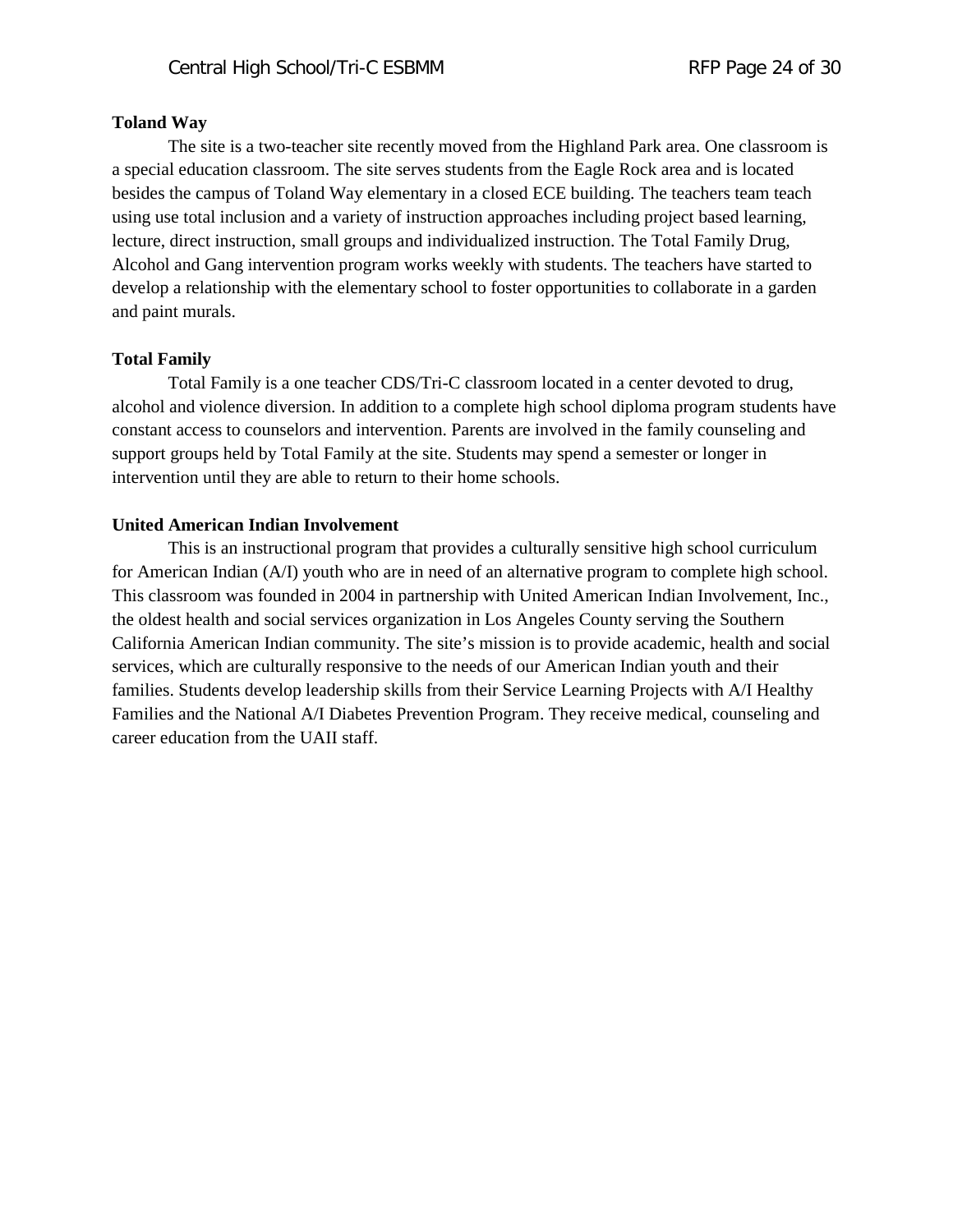**Toland Way**

The site is a two-teacher site recently moved from the Highland Park area. One classroom is a special education classroom. The site serves students from the Eagle Rock area and is located besides the campus of Toland Way elementary in a closed ECE building. The teachers team teach using use total inclusion and a variety of instruction approaches including project based learning, lecture, direct instruction, small groups and individualized instruction. The Total Family Drug, Alcohol and Gang intervention program works weekly with students. The teachers have started to develop a relationship with the elementary school to foster opportunities to collaborate in a garden and paint murals.

**Total Family**

Total Family is a one teacher CDS/Tri-C classroom located in a center devoted to drug, alcohol and violence diversion. In addition to a complete high school diploma program students have constant access to counselors and intervention. Parents are involved in the family counseling and support groups held by Total Family at the site. Students may spend a semester or longer in intervention until they are able to return to their home schools.

**United American Indian Involvement**

This is an instructional program that provides a culturally sensitive high school curriculum for American Indian (A/I) youth who are in need of an alternative program to complete high school. This classroom was founded in 2004 in partnership with United American Indian Involvement, Inc., the oldest health and social services organization in Los Angeles County serving the Southern California American Indian community. The site's mission is to provide academic, health and social services, which are culturally responsive to the needs of our American Indian youth and their families. Students develop leadership skills from their Service Learning Projects with A/I Healthy Families and the National A/I Diabetes Prevention Program. They receive medical, counseling and career education from the UAII staff.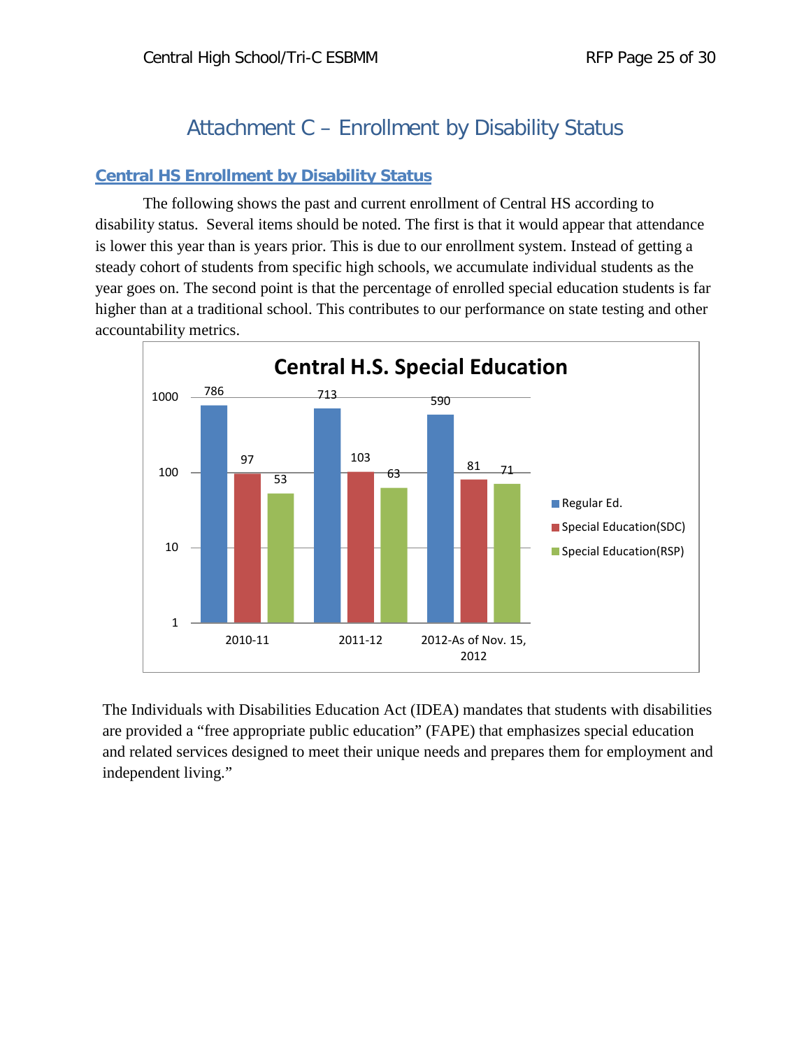# Attachment C – Enrollment by Disability Status

## Central HS Enrollment by Disability Status

The following shows the past and current enrollment of Central HS according to disability status. Several items should be noted. The first is that it would appear that attendance is lower this year than is years prior. This is due to our enrollment system. Instead of getting a steady cohort of students from specific high schools, we accumulate individual students as the year goes on. The second point is that the percentage of enrolled special education students is far higher than at a traditional school. This contributes to our performance on state testing and other accountability metrics.

**Central H.S. Special Education**

| | Regular Ed. | Special Education(SDC) | Special Education(RSP) |
|---|---|---|---|
| 2010-11 | 786 | 97 | 53 |
| 2011-12 | 713 | 103 | 63 |
| 2012-As of Nov. 15, 2012 | 590 | 81 | 71 |

The Individuals with Disabilities Education Act (IDEA) mandates that students with disabilities are provided a "free appropriate public education" (FAPE) that emphasizes special education and related services designed to meet their unique needs and prepares them for employment and independent living."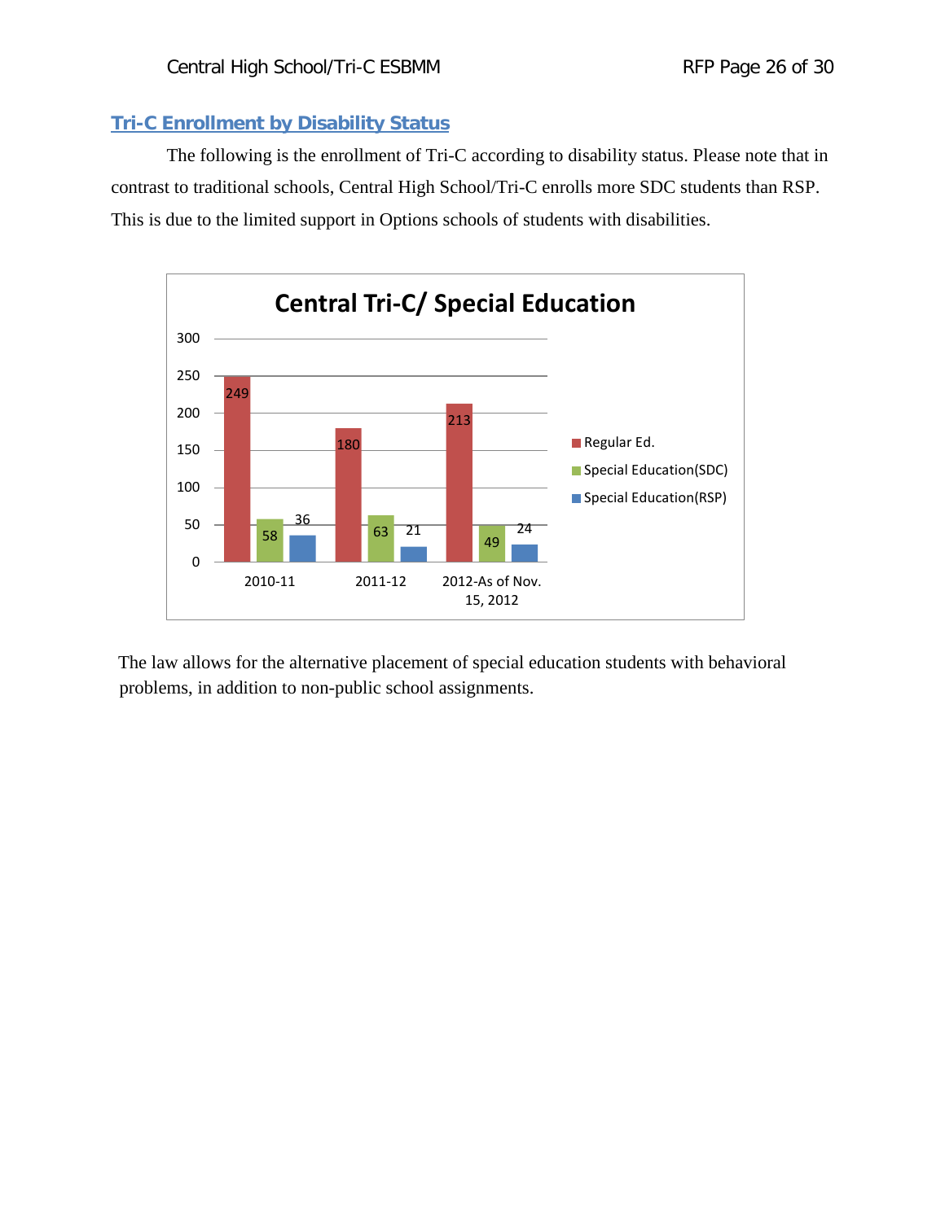## Tri-C Enrollment by Disability Status

The following is the enrollment of Tri-C according to disability status. Please note that in contrast to traditional schools, Central High School/Tri-C enrolls more SDC students than RSP. This is due to the limited support in Options schools of students with disabilities.

**Central Tri-C/ Special Education**

| | Regular Ed. | Special Education(SDC) | Special Education(RSP) |
|---|---|---|---|
| 2010-11 | 249 | 58 | 36 |
| 2011-12 | 180 | 63 | 21 |
| 2012-As of Nov. 15, 2012 | 213 | 49 | 24 |

The law allows for the alternative placement of special education students with behavioral problems, in addition to non-public school assignments.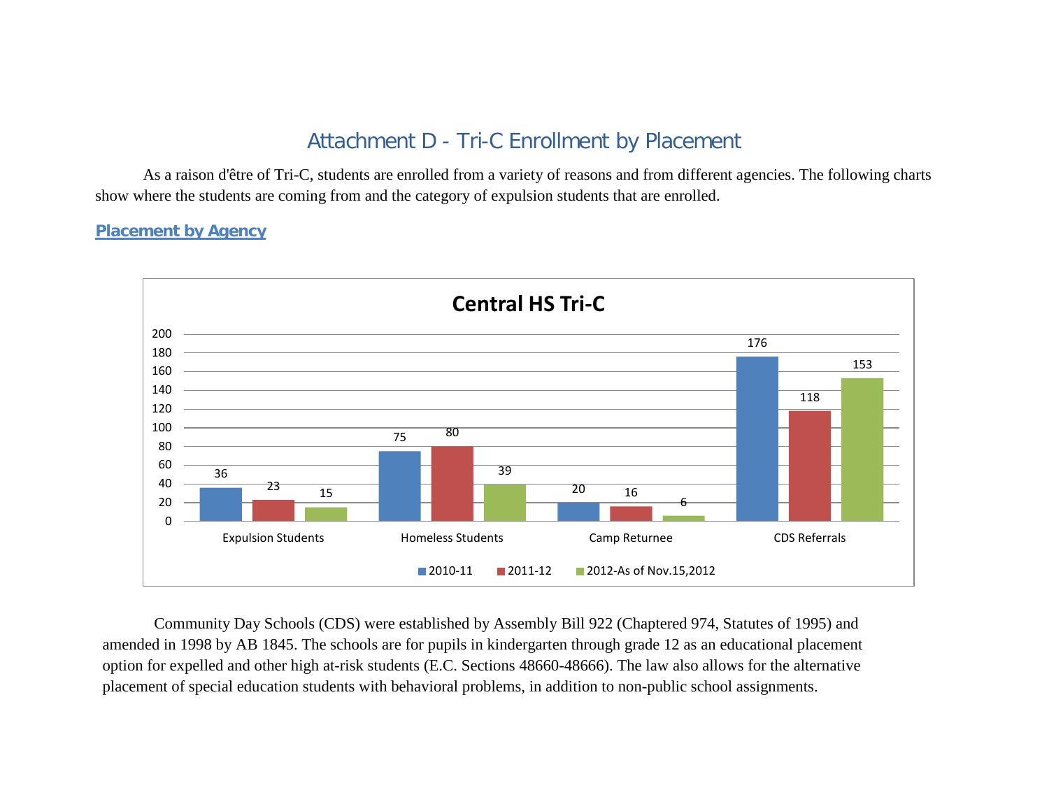# Attachment D - Tri-C Enrollment by Placement

As a raison d'être of Tri-C, students are enrolled from a variety of reasons and from different agencies. The following charts show where the students are coming from and the category of expulsion students that are enrolled.

## Placement by Agency

**Central HS Tri-C**

| | 2010-11 | 2011-12 | 2012-As of Nov.15,2012 |
|---|---|---|---|
| Expulsion Students | 36 | 23 | 15 |
| Homeless Students | 75 | 80 | 39 |
| Camp Returnee | 20 | 16 | 6 |
| CDS Referrals | 176 | 118 | 153 |

Community Day Schools (CDS) were established by Assembly Bill 922 (Chaptered 974, Statutes of 1995) and amended in 1998 by AB 1845. The schools are for pupils in kindergarten through grade 12 as an educational placement option for expelled and other high at-risk students (E.C. Sections 48660-48666). The law also allows for the alternative placement of special education students with behavioral problems, in addition to non-public school assignments.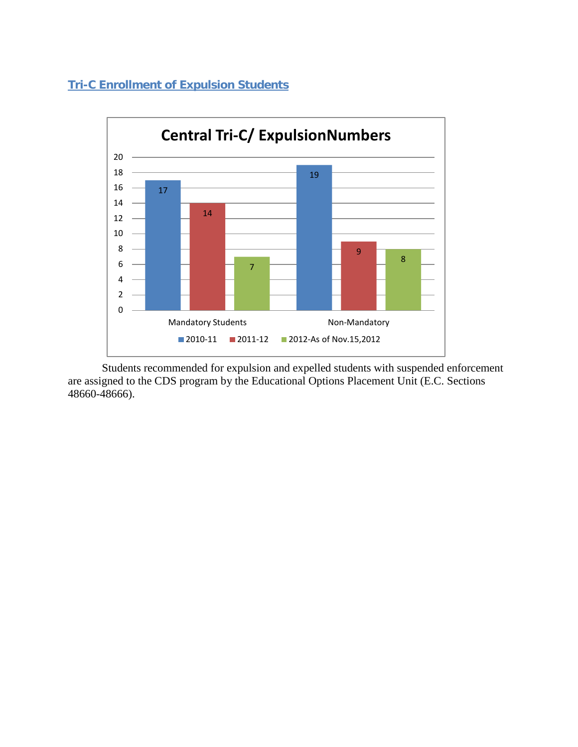## Tri-C Enrollment of Expulsion Students

**Central Tri-C/ ExpulsionNumbers**

| | 2010-11 | 2011-12 | 2012-As of Nov.15,2012 |
|---|---|---|---|
| Mandatory Students | 17 | 14 | 7 |
| Non-Mandatory | 19 | 9 | 8 |

Students recommended for expulsion and expelled students with suspended enforcement are assigned to the CDS program by the Educational Options Placement Unit (E.C. Sections 48660-48666).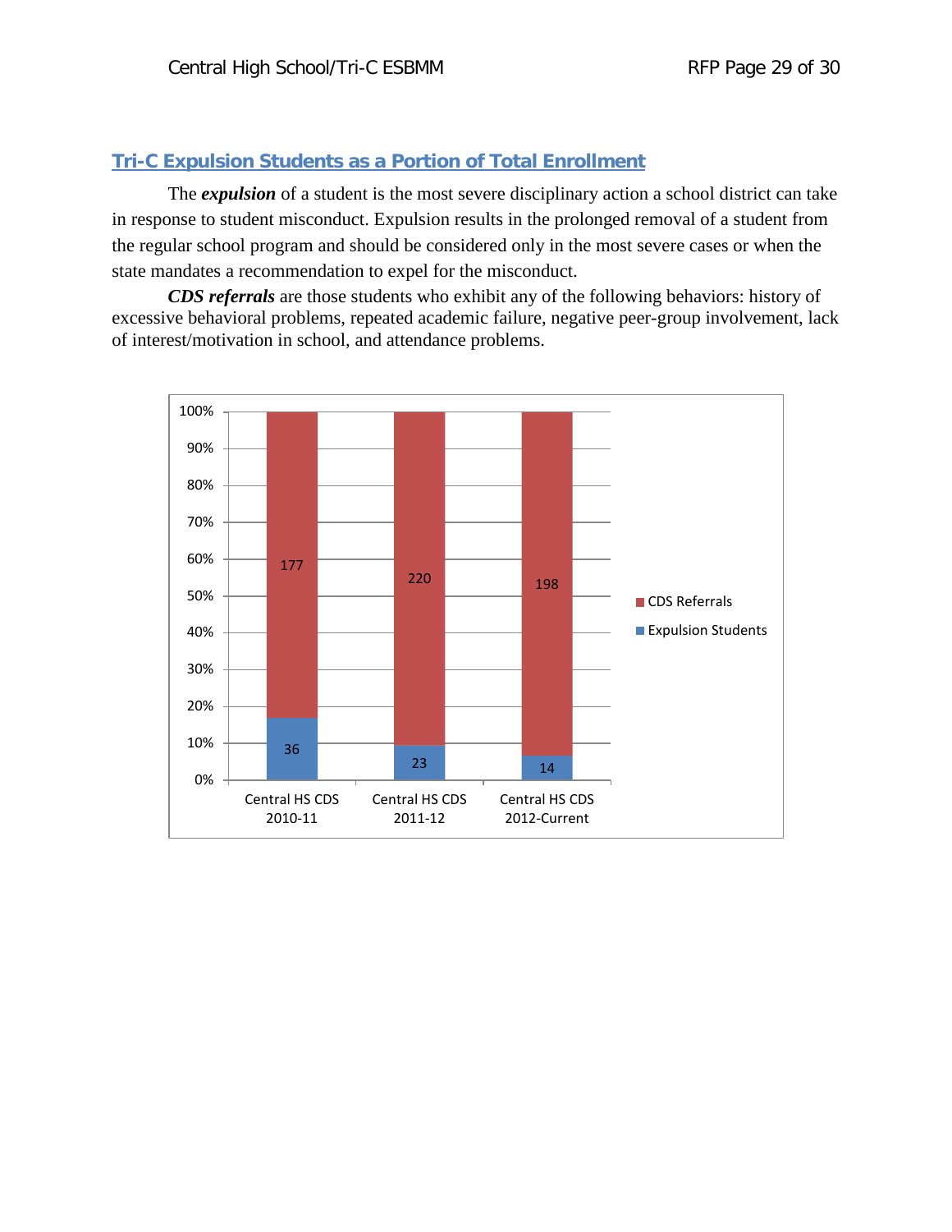## Tri-C Expulsion Students as a Portion of Total Enrollment

The ***expulsion*** of a student is the most severe disciplinary action a school district can take in response to student misconduct. Expulsion results in the prolonged removal of a student from the regular school program and should be considered only in the most severe cases or when the state mandates a recommendation to expel for the misconduct.

***CDS referrals*** are those students who exhibit any of the following behaviors: history of excessive behavioral problems, repeated academic failure, negative peer-group involvement, lack of interest/motivation in school, and attendance problems.

| | CDS Referrals | Expulsion Students |
|---|---|---|
| Central HS CDS 2010-11 | 177 | 36 |
| Central HS CDS 2011-12 | 220 | 23 |
| Central HS CDS 2012-Current | 198 | 14 |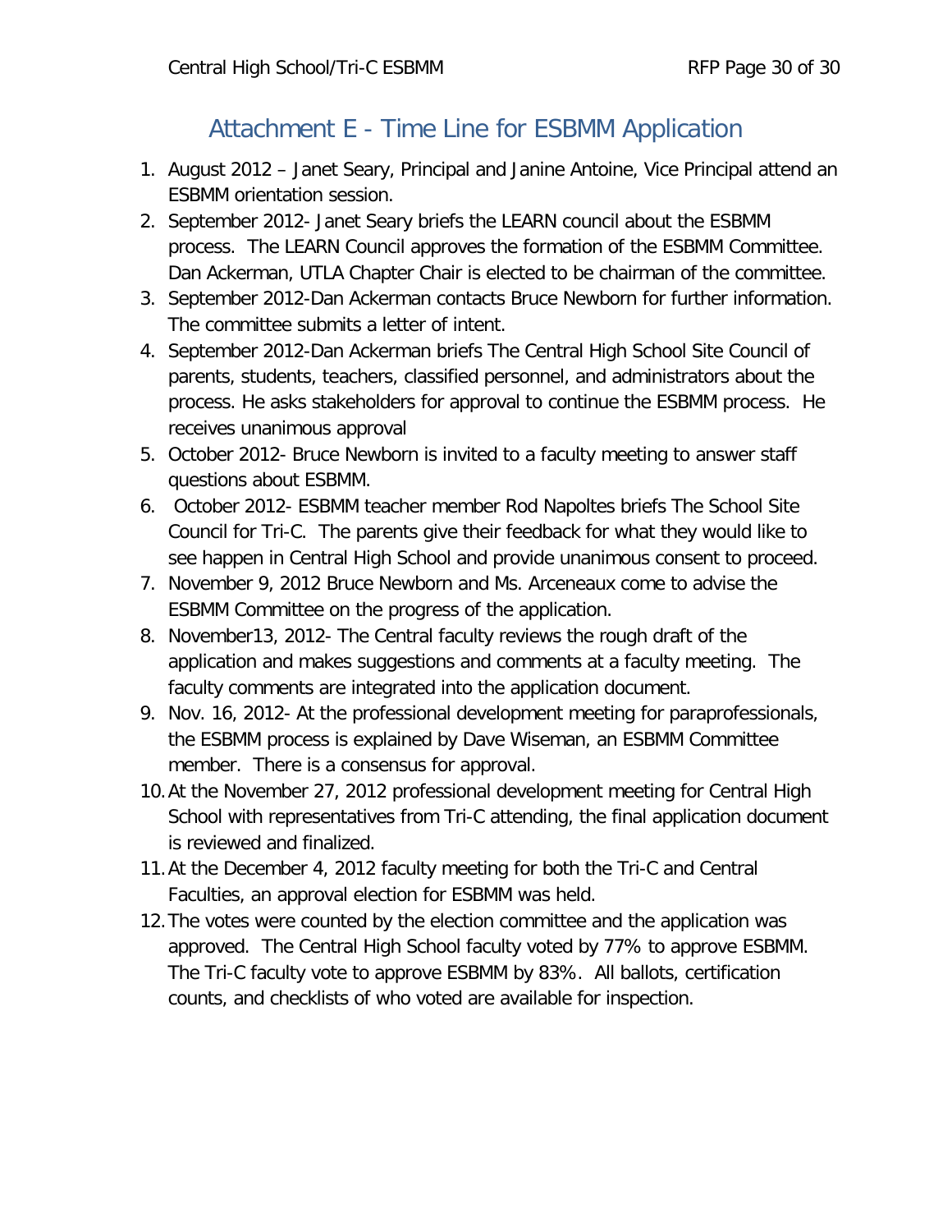## Attachment E - Time Line for ESBMM Application

1. August 2012 – Janet Seary, Principal and Janine Antoine, Vice Principal attend an ESBMM orientation session.
2. September 2012- Janet Seary briefs the LEARN council about the ESBMM process. The LEARN Council approves the formation of the ESBMM Committee. Dan Ackerman, UTLA Chapter Chair is elected to be chairman of the committee.
3. September 2012-Dan Ackerman contacts Bruce Newborn for further information. The committee submits a letter of intent.
4. September 2012-Dan Ackerman briefs The Central High School Site Council of parents, students, teachers, classified personnel, and administrators about the process. He asks stakeholders for approval to continue the ESBMM process. He receives unanimous approval
5. October 2012- Bruce Newborn is invited to a faculty meeting to answer staff questions about ESBMM.
6. October 2012- ESBMM teacher member Rod Napoltes briefs The School Site Council for Tri-C. The parents give their feedback for what they would like to see happen in Central High School and provide unanimous consent to proceed.
7. November 9, 2012 Bruce Newborn and Ms. Arceneaux come to advise the ESBMM Committee on the progress of the application.
8. November13, 2012- The Central faculty reviews the rough draft of the application and makes suggestions and comments at a faculty meeting. The faculty comments are integrated into the application document.
9. Nov. 16, 2012- At the professional development meeting for paraprofessionals, the ESBMM process is explained by Dave Wiseman, an ESBMM Committee member. There is a consensus for approval.
10. At the November 27, 2012 professional development meeting for Central High School with representatives from Tri-C attending, the final application document is reviewed and finalized.
11. At the December 4, 2012 faculty meeting for both the Tri-C and Central Faculties, an approval election for ESBMM was held.
12. The votes were counted by the election committee and the application was approved. The Central High School faculty voted by 77% to approve ESBMM. The Tri-C faculty vote to approve ESBMM by 83%. All ballots, certification counts, and checklists of who voted are available for inspection.